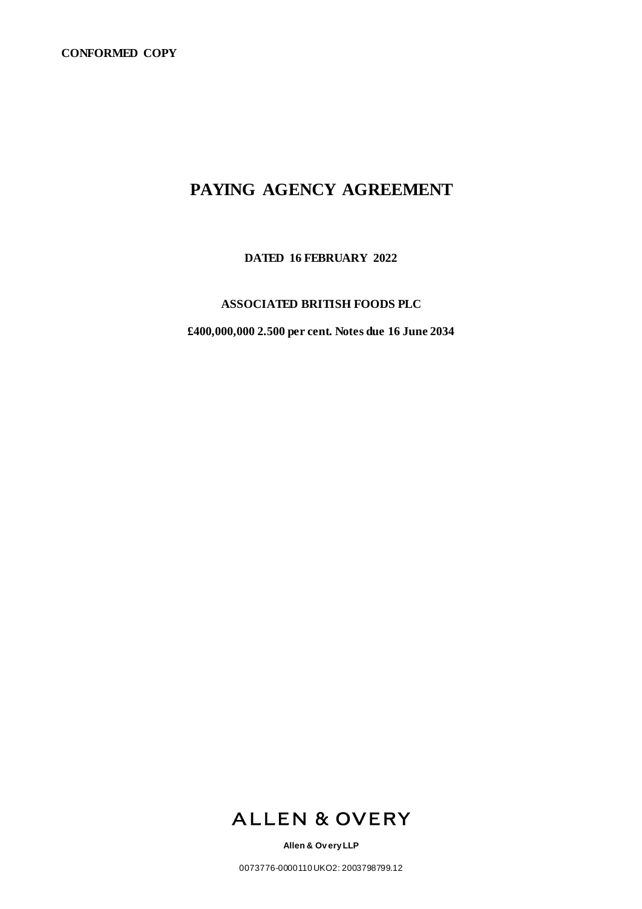**CONFORMED COPY**

# PAYING AGENCY AGREEMENT

**DATED 16 FEBRUARY 2022**

**ASSOCIATED BRITISH FOODS PLC**

**£400,000,000 2.500 per cent. Notes due 16 June 2034**

ALLEN & OVERY

**Allen & Overy LLP**

0073776-0000110 UKO2: 2003798799.12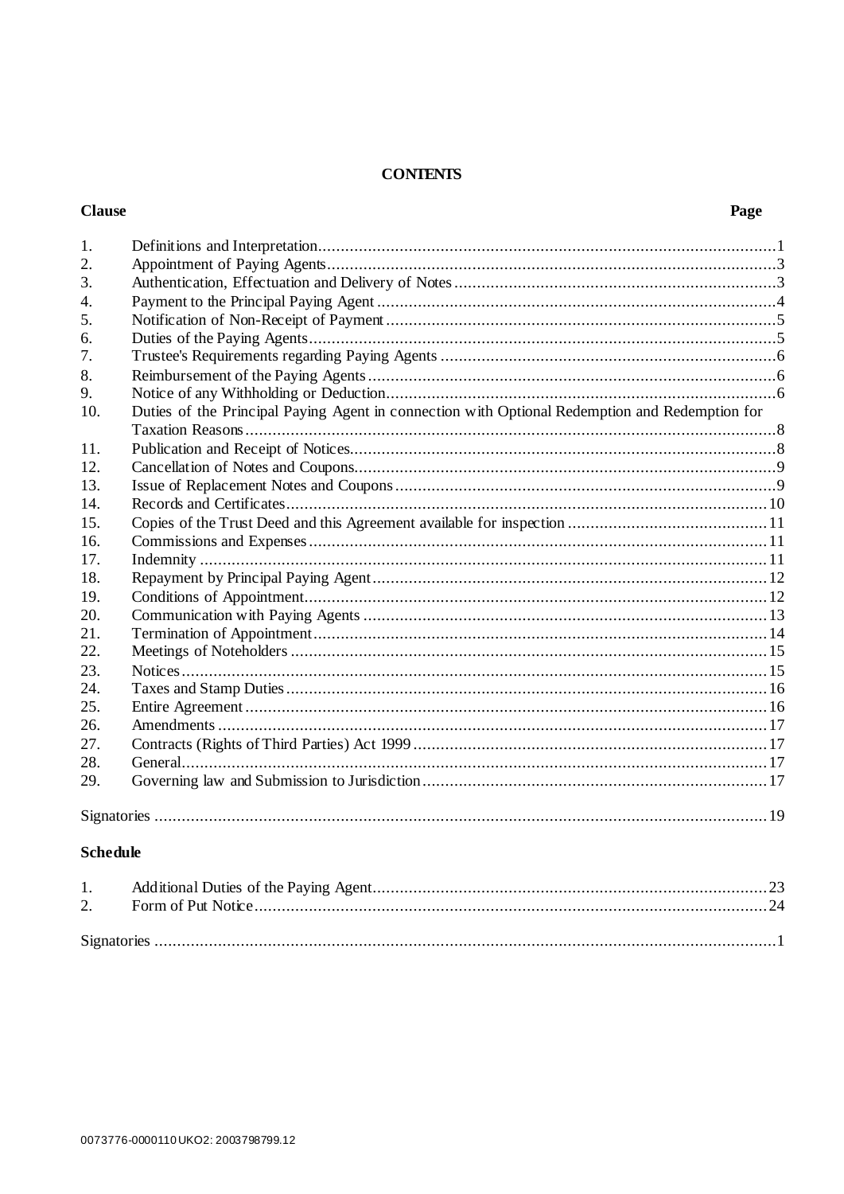# CONTENTS

| Clause | | Page |
|---|---|---|
| 1. | Definitions and Interpretation | 1 |
| 2. | Appointment of Paying Agents | 3 |
| 3. | Authentication, Effectuation and Delivery of Notes | 3 |
| 4. | Payment to the Principal Paying Agent | 4 |
| 5. | Notification of Non-Receipt of Payment | 5 |
| 6. | Duties of the Paying Agents | 5 |
| 7. | Trustee's Requirements regarding Paying Agents | 6 |
| 8. | Reimbursement of the Paying Agents | 6 |
| 9. | Notice of any Withholding or Deduction | 6 |
| 10. | Duties of the Principal Paying Agent in connection with Optional Redemption and Redemption for Taxation Reasons | 8 |
| 11. | Publication and Receipt of Notices | 8 |
| 12. | Cancellation of Notes and Coupons | 9 |
| 13. | Issue of Replacement Notes and Coupons | 9 |
| 14. | Records and Certificates | 10 |
| 15. | Copies of the Trust Deed and this Agreement available for inspection | 11 |
| 16. | Commissions and Expenses | 11 |
| 17. | Indemnity | 11 |
| 18. | Repayment by Principal Paying Agent | 12 |
| 19. | Conditions of Appointment | 12 |
| 20. | Communication with Paying Agents | 13 |
| 21. | Termination of Appointment | 14 |
| 22. | Meetings of Noteholders | 15 |
| 23. | Notices | 15 |
| 24. | Taxes and Stamp Duties | 16 |
| 25. | Entire Agreement | 16 |
| 26. | Amendments | 17 |
| 27. | Contracts (Rights of Third Parties) Act 1999 | 17 |
| 28. | General | 17 |
| 29. | Governing law and Submission to Jurisdiction | 17 |
| | Signatories | 19 |

**Schedule**

| | | |
|---|---|---|
| 1. | Additional Duties of the Paying Agent | 23 |
| 2. | Form of Put Notice | 24 |
| | Signatories | 1 |

0073776-0000110 UKO2: 2003798799.12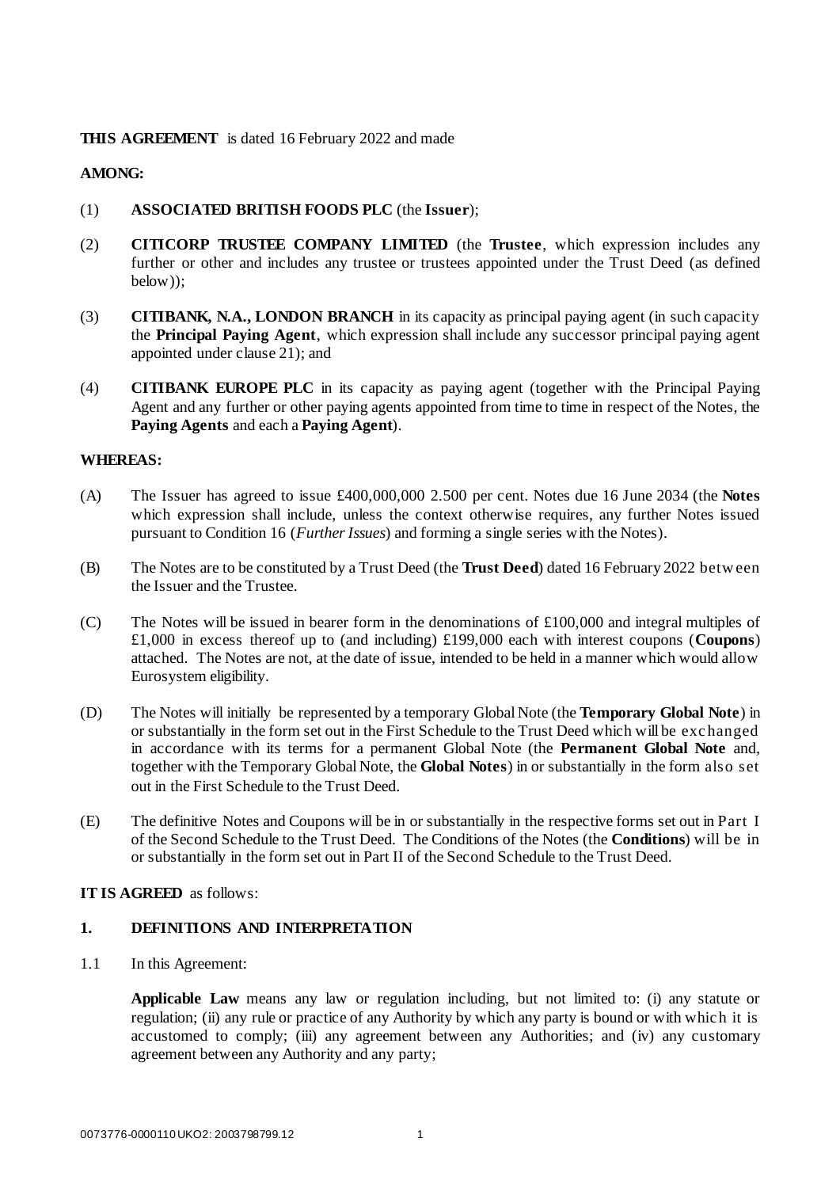**THIS AGREEMENT** is dated 16 February 2022 and made

**AMONG:**

(1) **ASSOCIATED BRITISH FOODS PLC** (the **Issuer**);

(2) **CITICORP TRUSTEE COMPANY LIMITED** (the **Trustee**, which expression includes any further or other and includes any trustee or trustees appointed under the Trust Deed (as defined below));

(3) **CITIBANK, N.A., LONDON BRANCH** in its capacity as principal paying agent (in such capacity the **Principal Paying Agent**, which expression shall include any successor principal paying agent appointed under clause 21); and

(4) **CITIBANK EUROPE PLC** in its capacity as paying agent (together with the Principal Paying Agent and any further or other paying agents appointed from time to time in respect of the Notes, the **Paying Agents** and each a **Paying Agent**).

**WHEREAS:**

(A) The Issuer has agreed to issue £400,000,000 2.500 per cent. Notes due 16 June 2034 (the **Notes** which expression shall include, unless the context otherwise requires, any further Notes issued pursuant to Condition 16 (*Further Issues*) and forming a single series with the Notes).

(B) The Notes are to be constituted by a Trust Deed (the **Trust Deed**) dated 16 February 2022 between the Issuer and the Trustee.

(C) The Notes will be issued in bearer form in the denominations of £100,000 and integral multiples of £1,000 in excess thereof up to (and including) £199,000 each with interest coupons (**Coupons**) attached. The Notes are not, at the date of issue, intended to be held in a manner which would allow Eurosystem eligibility.

(D) The Notes will initially be represented by a temporary Global Note (the **Temporary Global Note**) in or substantially in the form set out in the First Schedule to the Trust Deed which will be exchanged in accordance with its terms for a permanent Global Note (the **Permanent Global Note** and, together with the Temporary Global Note, the **Global Notes**) in or substantially in the form also set out in the First Schedule to the Trust Deed.

(E) The definitive Notes and Coupons will be in or substantially in the respective forms set out in Part I of the Second Schedule to the Trust Deed. The Conditions of the Notes (the **Conditions**) will be in or substantially in the form set out in Part II of the Second Schedule to the Trust Deed.

**IT IS AGREED** as follows:

## 1. DEFINITIONS AND INTERPRETATION

1.1 In this Agreement:

**Applicable Law** means any law or regulation including, but not limited to: (i) any statute or regulation; (ii) any rule or practice of any Authority by which any party is bound or with which it is accustomed to comply; (iii) any agreement between any Authorities; and (iv) any customary agreement between any Authority and any party;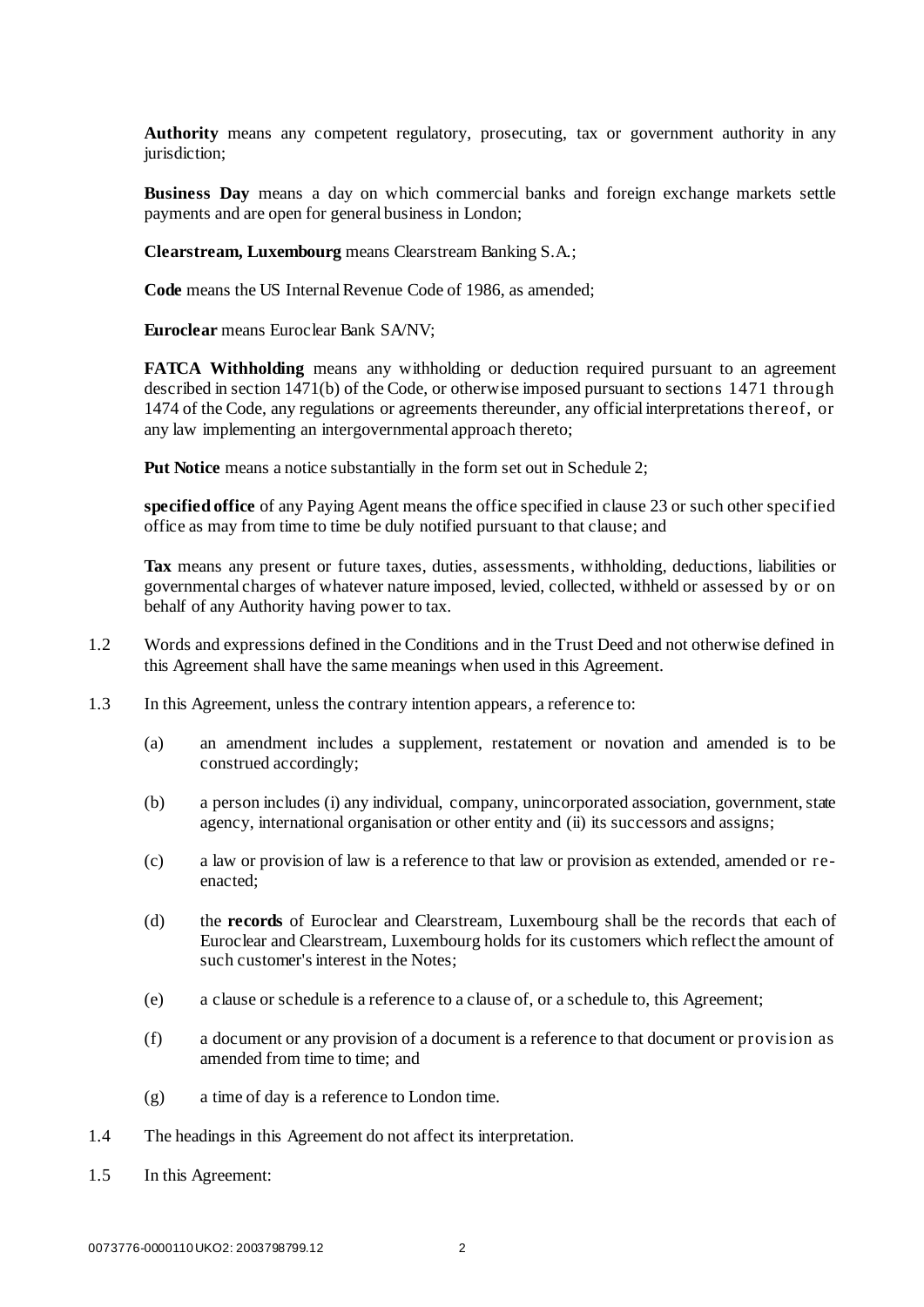**Authority** means any competent regulatory, prosecuting, tax or government authority in any jurisdiction;

**Business Day** means a day on which commercial banks and foreign exchange markets settle payments and are open for general business in London;

**Clearstream, Luxembourg** means Clearstream Banking S.A.;

**Code** means the US Internal Revenue Code of 1986, as amended;

**Euroclear** means Euroclear Bank SA/NV;

**FATCA Withholding** means any withholding or deduction required pursuant to an agreement described in section 1471(b) of the Code, or otherwise imposed pursuant to sections 1471 through 1474 of the Code, any regulations or agreements thereunder, any official interpretations thereof, or any law implementing an intergovernmental approach thereto;

**Put Notice** means a notice substantially in the form set out in Schedule 2;

**specified office** of any Paying Agent means the office specified in clause 23 or such other specified office as may from time to time be duly notified pursuant to that clause; and

**Tax** means any present or future taxes, duties, assessments, withholding, deductions, liabilities or governmental charges of whatever nature imposed, levied, collected, withheld or assessed by or on behalf of any Authority having power to tax.

1.2 Words and expressions defined in the Conditions and in the Trust Deed and not otherwise defined in this Agreement shall have the same meanings when used in this Agreement.

1.3 In this Agreement, unless the contrary intention appears, a reference to:

(a) an amendment includes a supplement, restatement or novation and amended is to be construed accordingly;

(b) a person includes (i) any individual, company, unincorporated association, government, state agency, international organisation or other entity and (ii) its successors and assigns;

(c) a law or provision of law is a reference to that law or provision as extended, amended or re-enacted;

(d) the **records** of Euroclear and Clearstream, Luxembourg shall be the records that each of Euroclear and Clearstream, Luxembourg holds for its customers which reflect the amount of such customer's interest in the Notes;

(e) a clause or schedule is a reference to a clause of, or a schedule to, this Agreement;

(f) a document or any provision of a document is a reference to that document or provision as amended from time to time; and

(g) a time of day is a reference to London time.

1.4 The headings in this Agreement do not affect its interpretation.

1.5 In this Agreement: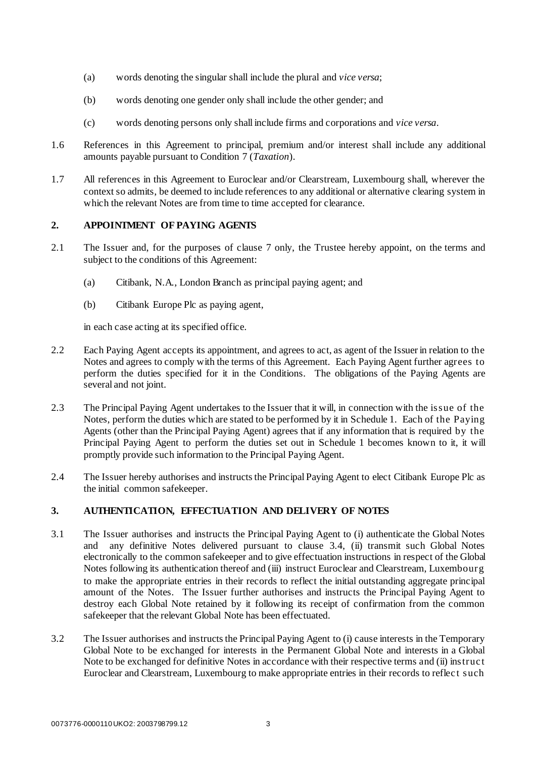(a) words denoting the singular shall include the plural and *vice versa*;

(b) words denoting one gender only shall include the other gender; and

(c) words denoting persons only shall include firms and corporations and *vice versa*.

1.6 References in this Agreement to principal, premium and/or interest shall include any additional amounts payable pursuant to Condition 7 (*Taxation*).

1.7 All references in this Agreement to Euroclear and/or Clearstream, Luxembourg shall, wherever the context so admits, be deemed to include references to any additional or alternative clearing system in which the relevant Notes are from time to time accepted for clearance.

## 2. APPOINTMENT OF PAYING AGENTS

2.1 The Issuer and, for the purposes of clause 7 only, the Trustee hereby appoint, on the terms and subject to the conditions of this Agreement:

(a) Citibank, N.A., London Branch as principal paying agent; and

(b) Citibank Europe Plc as paying agent,

in each case acting at its specified office.

2.2 Each Paying Agent accepts its appointment, and agrees to act, as agent of the Issuer in relation to the Notes and agrees to comply with the terms of this Agreement. Each Paying Agent further agrees to perform the duties specified for it in the Conditions. The obligations of the Paying Agents are several and not joint.

2.3 The Principal Paying Agent undertakes to the Issuer that it will, in connection with the issue of the Notes, perform the duties which are stated to be performed by it in Schedule 1. Each of the Paying Agents (other than the Principal Paying Agent) agrees that if any information that is required by the Principal Paying Agent to perform the duties set out in Schedule 1 becomes known to it, it will promptly provide such information to the Principal Paying Agent.

2.4 The Issuer hereby authorises and instructs the Principal Paying Agent to elect Citibank Europe Plc as the initial common safekeeper.

## 3. AUTHENTICATION, EFFECTUATION AND DELIVERY OF NOTES

3.1 The Issuer authorises and instructs the Principal Paying Agent to (i) authenticate the Global Notes and any definitive Notes delivered pursuant to clause 3.4, (ii) transmit such Global Notes electronically to the common safekeeper and to give effectuation instructions in respect of the Global Notes following its authentication thereof and (iii) instruct Euroclear and Clearstream, Luxembourg to make the appropriate entries in their records to reflect the initial outstanding aggregate principal amount of the Notes. The Issuer further authorises and instructs the Principal Paying Agent to destroy each Global Note retained by it following its receipt of confirmation from the common safekeeper that the relevant Global Note has been effectuated.

3.2 The Issuer authorises and instructs the Principal Paying Agent to (i) cause interests in the Temporary Global Note to be exchanged for interests in the Permanent Global Note and interests in a Global Note to be exchanged for definitive Notes in accordance with their respective terms and (ii) instruct Euroclear and Clearstream, Luxembourg to make appropriate entries in their records to reflect such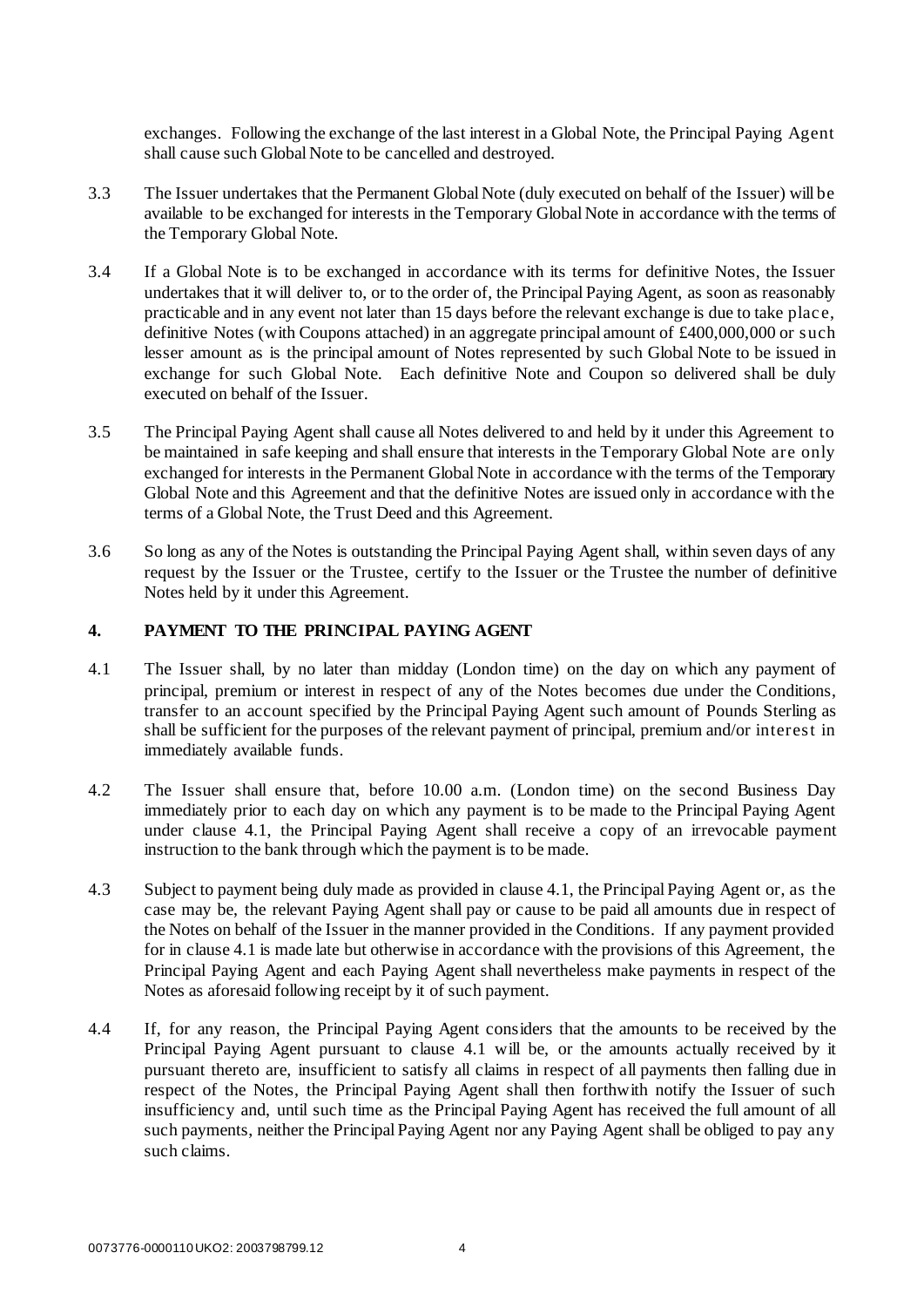exchanges. Following the exchange of the last interest in a Global Note, the Principal Paying Agent shall cause such Global Note to be cancelled and destroyed.

3.3 The Issuer undertakes that the Permanent Global Note (duly executed on behalf of the Issuer) will be available to be exchanged for interests in the Temporary Global Note in accordance with the terms of the Temporary Global Note.

3.4 If a Global Note is to be exchanged in accordance with its terms for definitive Notes, the Issuer undertakes that it will deliver to, or to the order of, the Principal Paying Agent, as soon as reasonably practicable and in any event not later than 15 days before the relevant exchange is due to take place, definitive Notes (with Coupons attached) in an aggregate principal amount of £400,000,000 or such lesser amount as is the principal amount of Notes represented by such Global Note to be issued in exchange for such Global Note. Each definitive Note and Coupon so delivered shall be duly executed on behalf of the Issuer.

3.5 The Principal Paying Agent shall cause all Notes delivered to and held by it under this Agreement to be maintained in safe keeping and shall ensure that interests in the Temporary Global Note are only exchanged for interests in the Permanent Global Note in accordance with the terms of the Temporary Global Note and this Agreement and that the definitive Notes are issued only in accordance with the terms of a Global Note, the Trust Deed and this Agreement.

3.6 So long as any of the Notes is outstanding the Principal Paying Agent shall, within seven days of any request by the Issuer or the Trustee, certify to the Issuer or the Trustee the number of definitive Notes held by it under this Agreement.

## 4. PAYMENT TO THE PRINCIPAL PAYING AGENT

4.1 The Issuer shall, by no later than midday (London time) on the day on which any payment of principal, premium or interest in respect of any of the Notes becomes due under the Conditions, transfer to an account specified by the Principal Paying Agent such amount of Pounds Sterling as shall be sufficient for the purposes of the relevant payment of principal, premium and/or interest in immediately available funds.

4.2 The Issuer shall ensure that, before 10.00 a.m. (London time) on the second Business Day immediately prior to each day on which any payment is to be made to the Principal Paying Agent under clause 4.1, the Principal Paying Agent shall receive a copy of an irrevocable payment instruction to the bank through which the payment is to be made.

4.3 Subject to payment being duly made as provided in clause 4.1, the Principal Paying Agent or, as the case may be, the relevant Paying Agent shall pay or cause to be paid all amounts due in respect of the Notes on behalf of the Issuer in the manner provided in the Conditions. If any payment provided for in clause 4.1 is made late but otherwise in accordance with the provisions of this Agreement, the Principal Paying Agent and each Paying Agent shall nevertheless make payments in respect of the Notes as aforesaid following receipt by it of such payment.

4.4 If, for any reason, the Principal Paying Agent considers that the amounts to be received by the Principal Paying Agent pursuant to clause 4.1 will be, or the amounts actually received by it pursuant thereto are, insufficient to satisfy all claims in respect of all payments then falling due in respect of the Notes, the Principal Paying Agent shall then forthwith notify the Issuer of such insufficiency and, until such time as the Principal Paying Agent has received the full amount of all such payments, neither the Principal Paying Agent nor any Paying Agent shall be obliged to pay any such claims.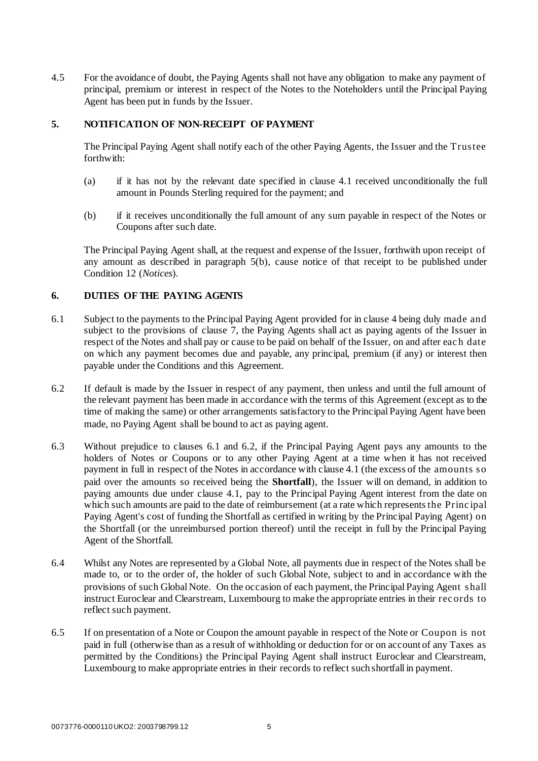4.5 For the avoidance of doubt, the Paying Agents shall not have any obligation to make any payment of principal, premium or interest in respect of the Notes to the Noteholders until the Principal Paying Agent has been put in funds by the Issuer.

## 5. NOTIFICATION OF NON-RECEIPT OF PAYMENT

The Principal Paying Agent shall notify each of the other Paying Agents, the Issuer and the Trustee forthwith:

(a) if it has not by the relevant date specified in clause 4.1 received unconditionally the full amount in Pounds Sterling required for the payment; and

(b) if it receives unconditionally the full amount of any sum payable in respect of the Notes or Coupons after such date.

The Principal Paying Agent shall, at the request and expense of the Issuer, forthwith upon receipt of any amount as described in paragraph 5(b), cause notice of that receipt to be published under Condition 12 (*Notices*).

## 6. DUTIES OF THE PAYING AGENTS

6.1 Subject to the payments to the Principal Paying Agent provided for in clause 4 being duly made and subject to the provisions of clause 7, the Paying Agents shall act as paying agents of the Issuer in respect of the Notes and shall pay or cause to be paid on behalf of the Issuer, on and after each date on which any payment becomes due and payable, any principal, premium (if any) or interest then payable under the Conditions and this Agreement.

6.2 If default is made by the Issuer in respect of any payment, then unless and until the full amount of the relevant payment has been made in accordance with the terms of this Agreement (except as to the time of making the same) or other arrangements satisfactory to the Principal Paying Agent have been made, no Paying Agent shall be bound to act as paying agent.

6.3 Without prejudice to clauses 6.1 and 6.2, if the Principal Paying Agent pays any amounts to the holders of Notes or Coupons or to any other Paying Agent at a time when it has not received payment in full in respect of the Notes in accordance with clause 4.1 (the excess of the amounts so paid over the amounts so received being the **Shortfall**), the Issuer will on demand, in addition to paying amounts due under clause 4.1, pay to the Principal Paying Agent interest from the date on which such amounts are paid to the date of reimbursement (at a rate which represents the Principal Paying Agent's cost of funding the Shortfall as certified in writing by the Principal Paying Agent) on the Shortfall (or the unreimbursed portion thereof) until the receipt in full by the Principal Paying Agent of the Shortfall.

6.4 Whilst any Notes are represented by a Global Note, all payments due in respect of the Notes shall be made to, or to the order of, the holder of such Global Note, subject to and in accordance with the provisions of such Global Note. On the occasion of each payment, the Principal Paying Agent shall instruct Euroclear and Clearstream, Luxembourg to make the appropriate entries in their records to reflect such payment.

6.5 If on presentation of a Note or Coupon the amount payable in respect of the Note or Coupon is not paid in full (otherwise than as a result of withholding or deduction for or on account of any Taxes as permitted by the Conditions) the Principal Paying Agent shall instruct Euroclear and Clearstream, Luxembourg to make appropriate entries in their records to reflect such shortfall in payment.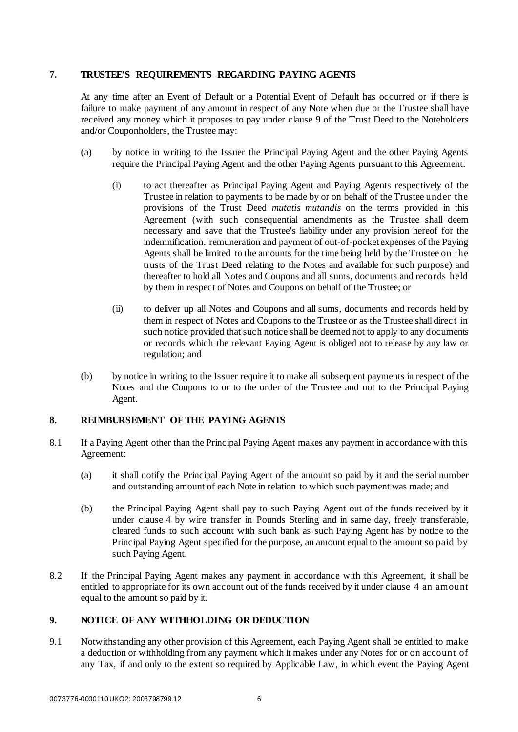## 7. TRUSTEE'S REQUIREMENTS REGARDING PAYING AGENTS

At any time after an Event of Default or a Potential Event of Default has occurred or if there is failure to make payment of any amount in respect of any Note when due or the Trustee shall have received any money which it proposes to pay under clause 9 of the Trust Deed to the Noteholders and/or Couponholders, the Trustee may:

(a) by notice in writing to the Issuer the Principal Paying Agent and the other Paying Agents require the Principal Paying Agent and the other Paying Agents pursuant to this Agreement:

   (i) to act thereafter as Principal Paying Agent and Paying Agents respectively of the Trustee in relation to payments to be made by or on behalf of the Trustee under the provisions of the Trust Deed *mutatis mutandis* on the terms provided in this Agreement (with such consequential amendments as the Trustee shall deem necessary and save that the Trustee's liability under any provision hereof for the indemnification, remuneration and payment of out-of-pocket expenses of the Paying Agents shall be limited to the amounts for the time being held by the Trustee on the trusts of the Trust Deed relating to the Notes and available for such purpose) and thereafter to hold all Notes and Coupons and all sums, documents and records held by them in respect of Notes and Coupons on behalf of the Trustee; or

   (ii) to deliver up all Notes and Coupons and all sums, documents and records held by them in respect of Notes and Coupons to the Trustee or as the Trustee shall direct in such notice provided that such notice shall be deemed not to apply to any documents or records which the relevant Paying Agent is obliged not to release by any law or regulation; and

(b) by notice in writing to the Issuer require it to make all subsequent payments in respect of the Notes and the Coupons to or to the order of the Trustee and not to the Principal Paying Agent.

## 8. REIMBURSEMENT OF THE PAYING AGENTS

8.1 If a Paying Agent other than the Principal Paying Agent makes any payment in accordance with this Agreement:

(a) it shall notify the Principal Paying Agent of the amount so paid by it and the serial number and outstanding amount of each Note in relation to which such payment was made; and

(b) the Principal Paying Agent shall pay to such Paying Agent out of the funds received by it under clause 4 by wire transfer in Pounds Sterling and in same day, freely transferable, cleared funds to such account with such bank as such Paying Agent has by notice to the Principal Paying Agent specified for the purpose, an amount equal to the amount so paid by such Paying Agent.

8.2 If the Principal Paying Agent makes any payment in accordance with this Agreement, it shall be entitled to appropriate for its own account out of the funds received by it under clause 4 an amount equal to the amount so paid by it.

## 9. NOTICE OF ANY WITHHOLDING OR DEDUCTION

9.1 Notwithstanding any other provision of this Agreement, each Paying Agent shall be entitled to make a deduction or withholding from any payment which it makes under any Notes for or on account of any Tax, if and only to the extent so required by Applicable Law, in which event the Paying Agent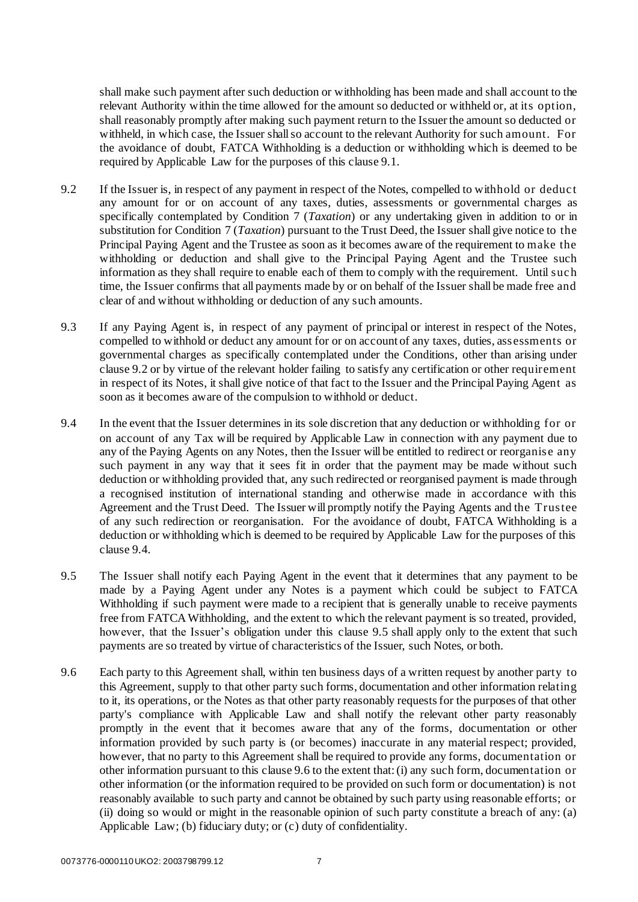shall make such payment after such deduction or withholding has been made and shall account to the relevant Authority within the time allowed for the amount so deducted or withheld or, at its option, shall reasonably promptly after making such payment return to the Issuer the amount so deducted or withheld, in which case, the Issuer shall so account to the relevant Authority for such amount. For the avoidance of doubt, FATCA Withholding is a deduction or withholding which is deemed to be required by Applicable Law for the purposes of this clause 9.1.

9.2 If the Issuer is, in respect of any payment in respect of the Notes, compelled to withhold or deduct any amount for or on account of any taxes, duties, assessments or governmental charges as specifically contemplated by Condition 7 (*Taxation*) or any undertaking given in addition to or in substitution for Condition 7 (*Taxation*) pursuant to the Trust Deed, the Issuer shall give notice to the Principal Paying Agent and the Trustee as soon as it becomes aware of the requirement to make the withholding or deduction and shall give to the Principal Paying Agent and the Trustee such information as they shall require to enable each of them to comply with the requirement. Until such time, the Issuer confirms that all payments made by or on behalf of the Issuer shall be made free and clear of and without withholding or deduction of any such amounts.

9.3 If any Paying Agent is, in respect of any payment of principal or interest in respect of the Notes, compelled to withhold or deduct any amount for or on account of any taxes, duties, assessments or governmental charges as specifically contemplated under the Conditions, other than arising under clause 9.2 or by virtue of the relevant holder failing to satisfy any certification or other requirement in respect of its Notes, it shall give notice of that fact to the Issuer and the Principal Paying Agent as soon as it becomes aware of the compulsion to withhold or deduct.

9.4 In the event that the Issuer determines in its sole discretion that any deduction or withholding for or on account of any Tax will be required by Applicable Law in connection with any payment due to any of the Paying Agents on any Notes, then the Issuer will be entitled to redirect or reorganise any such payment in any way that it sees fit in order that the payment may be made without such deduction or withholding provided that, any such redirected or reorganised payment is made through a recognised institution of international standing and otherwise made in accordance with this Agreement and the Trust Deed. The Issuer will promptly notify the Paying Agents and the Trustee of any such redirection or reorganisation. For the avoidance of doubt, FATCA Withholding is a deduction or withholding which is deemed to be required by Applicable Law for the purposes of this clause 9.4.

9.5 The Issuer shall notify each Paying Agent in the event that it determines that any payment to be made by a Paying Agent under any Notes is a payment which could be subject to FATCA Withholding if such payment were made to a recipient that is generally unable to receive payments free from FATCA Withholding, and the extent to which the relevant payment is so treated, provided, however, that the Issuer's obligation under this clause 9.5 shall apply only to the extent that such payments are so treated by virtue of characteristics of the Issuer, such Notes, or both.

9.6 Each party to this Agreement shall, within ten business days of a written request by another party to this Agreement, supply to that other party such forms, documentation and other information relating to it, its operations, or the Notes as that other party reasonably requests for the purposes of that other party's compliance with Applicable Law and shall notify the relevant other party reasonably promptly in the event that it becomes aware that any of the forms, documentation or other information provided by such party is (or becomes) inaccurate in any material respect; provided, however, that no party to this Agreement shall be required to provide any forms, documentation or other information pursuant to this clause 9.6 to the extent that: (i) any such form, documentation or other information (or the information required to be provided on such form or documentation) is not reasonably available to such party and cannot be obtained by such party using reasonable efforts; or (ii) doing so would or might in the reasonable opinion of such party constitute a breach of any: (a) Applicable Law; (b) fiduciary duty; or (c) duty of confidentiality.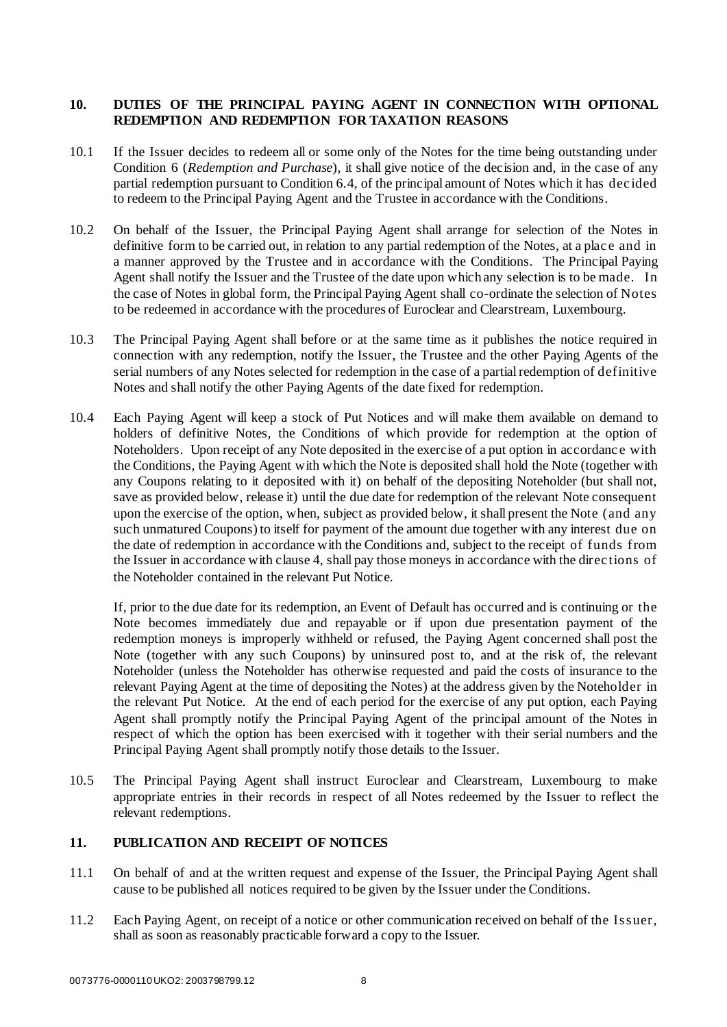## 10. DUTIES OF THE PRINCIPAL PAYING AGENT IN CONNECTION WITH OPTIONAL REDEMPTION AND REDEMPTION FOR TAXATION REASONS

10.1 If the Issuer decides to redeem all or some only of the Notes for the time being outstanding under Condition 6 (*Redemption and Purchase*), it shall give notice of the decision and, in the case of any partial redemption pursuant to Condition 6.4, of the principal amount of Notes which it has decided to redeem to the Principal Paying Agent and the Trustee in accordance with the Conditions.

10.2 On behalf of the Issuer, the Principal Paying Agent shall arrange for selection of the Notes in definitive form to be carried out, in relation to any partial redemption of the Notes, at a place and in a manner approved by the Trustee and in accordance with the Conditions. The Principal Paying Agent shall notify the Issuer and the Trustee of the date upon which any selection is to be made. In the case of Notes in global form, the Principal Paying Agent shall co-ordinate the selection of Notes to be redeemed in accordance with the procedures of Euroclear and Clearstream, Luxembourg.

10.3 The Principal Paying Agent shall before or at the same time as it publishes the notice required in connection with any redemption, notify the Issuer, the Trustee and the other Paying Agents of the serial numbers of any Notes selected for redemption in the case of a partial redemption of definitive Notes and shall notify the other Paying Agents of the date fixed for redemption.

10.4 Each Paying Agent will keep a stock of Put Notices and will make them available on demand to holders of definitive Notes, the Conditions of which provide for redemption at the option of Noteholders. Upon receipt of any Note deposited in the exercise of a put option in accordance with the Conditions, the Paying Agent with which the Note is deposited shall hold the Note (together with any Coupons relating to it deposited with it) on behalf of the depositing Noteholder (but shall not, save as provided below, release it) until the due date for redemption of the relevant Note consequent upon the exercise of the option, when, subject as provided below, it shall present the Note (and any such unmatured Coupons) to itself for payment of the amount due together with any interest due on the date of redemption in accordance with the Conditions and, subject to the receipt of funds from the Issuer in accordance with clause 4, shall pay those moneys in accordance with the directions of the Noteholder contained in the relevant Put Notice.

If, prior to the due date for its redemption, an Event of Default has occurred and is continuing or the Note becomes immediately due and repayable or if upon due presentation payment of the redemption moneys is improperly withheld or refused, the Paying Agent concerned shall post the Note (together with any such Coupons) by uninsured post to, and at the risk of, the relevant Noteholder (unless the Noteholder has otherwise requested and paid the costs of insurance to the relevant Paying Agent at the time of depositing the Notes) at the address given by the Noteholder in the relevant Put Notice. At the end of each period for the exercise of any put option, each Paying Agent shall promptly notify the Principal Paying Agent of the principal amount of the Notes in respect of which the option has been exercised with it together with their serial numbers and the Principal Paying Agent shall promptly notify those details to the Issuer.

10.5 The Principal Paying Agent shall instruct Euroclear and Clearstream, Luxembourg to make appropriate entries in their records in respect of all Notes redeemed by the Issuer to reflect the relevant redemptions.

## 11. PUBLICATION AND RECEIPT OF NOTICES

11.1 On behalf of and at the written request and expense of the Issuer, the Principal Paying Agent shall cause to be published all notices required to be given by the Issuer under the Conditions.

11.2 Each Paying Agent, on receipt of a notice or other communication received on behalf of the Issuer, shall as soon as reasonably practicable forward a copy to the Issuer.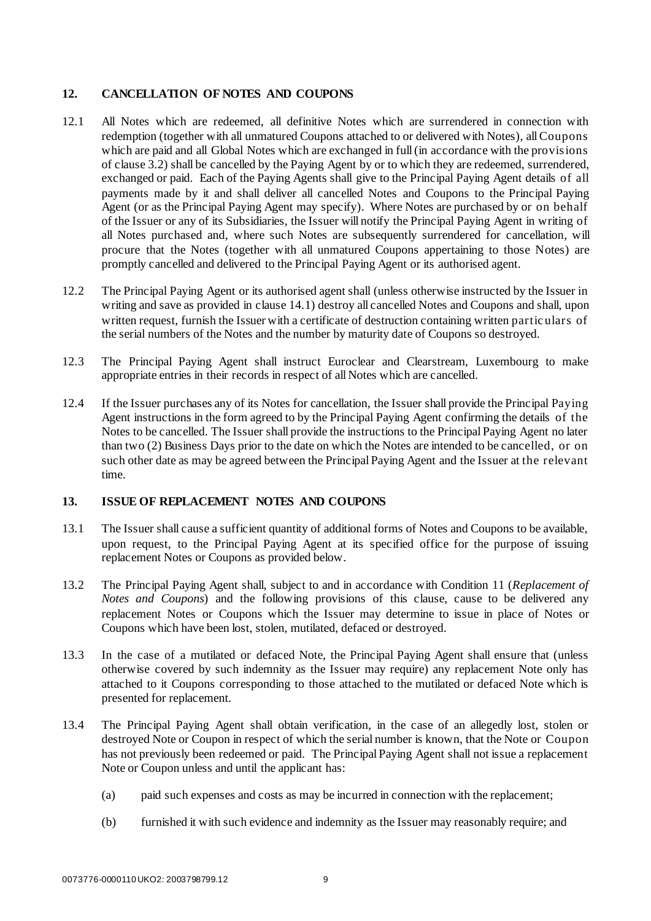## 12. CANCELLATION OF NOTES AND COUPONS

12.1 All Notes which are redeemed, all definitive Notes which are surrendered in connection with redemption (together with all unmatured Coupons attached to or delivered with Notes), all Coupons which are paid and all Global Notes which are exchanged in full (in accordance with the provisions of clause 3.2) shall be cancelled by the Paying Agent by or to which they are redeemed, surrendered, exchanged or paid. Each of the Paying Agents shall give to the Principal Paying Agent details of all payments made by it and shall deliver all cancelled Notes and Coupons to the Principal Paying Agent (or as the Principal Paying Agent may specify). Where Notes are purchased by or on behalf of the Issuer or any of its Subsidiaries, the Issuer will notify the Principal Paying Agent in writing of all Notes purchased and, where such Notes are subsequently surrendered for cancellation, will procure that the Notes (together with all unmatured Coupons appertaining to those Notes) are promptly cancelled and delivered to the Principal Paying Agent or its authorised agent.

12.2 The Principal Paying Agent or its authorised agent shall (unless otherwise instructed by the Issuer in writing and save as provided in clause 14.1) destroy all cancelled Notes and Coupons and shall, upon written request, furnish the Issuer with a certificate of destruction containing written particulars of the serial numbers of the Notes and the number by maturity date of Coupons so destroyed.

12.3 The Principal Paying Agent shall instruct Euroclear and Clearstream, Luxembourg to make appropriate entries in their records in respect of all Notes which are cancelled.

12.4 If the Issuer purchases any of its Notes for cancellation, the Issuer shall provide the Principal Paying Agent instructions in the form agreed to by the Principal Paying Agent confirming the details of the Notes to be cancelled. The Issuer shall provide the instructions to the Principal Paying Agent no later than two (2) Business Days prior to the date on which the Notes are intended to be cancelled, or on such other date as may be agreed between the Principal Paying Agent and the Issuer at the relevant time.

## 13. ISSUE OF REPLACEMENT NOTES AND COUPONS

13.1 The Issuer shall cause a sufficient quantity of additional forms of Notes and Coupons to be available, upon request, to the Principal Paying Agent at its specified office for the purpose of issuing replacement Notes or Coupons as provided below.

13.2 The Principal Paying Agent shall, subject to and in accordance with Condition 11 (*Replacement of Notes and Coupons*) and the following provisions of this clause, cause to be delivered any replacement Notes or Coupons which the Issuer may determine to issue in place of Notes or Coupons which have been lost, stolen, mutilated, defaced or destroyed.

13.3 In the case of a mutilated or defaced Note, the Principal Paying Agent shall ensure that (unless otherwise covered by such indemnity as the Issuer may require) any replacement Note only has attached to it Coupons corresponding to those attached to the mutilated or defaced Note which is presented for replacement.

13.4 The Principal Paying Agent shall obtain verification, in the case of an allegedly lost, stolen or destroyed Note or Coupon in respect of which the serial number is known, that the Note or Coupon has not previously been redeemed or paid. The Principal Paying Agent shall not issue a replacement Note or Coupon unless and until the applicant has:

(a) paid such expenses and costs as may be incurred in connection with the replacement;

(b) furnished it with such evidence and indemnity as the Issuer may reasonably require; and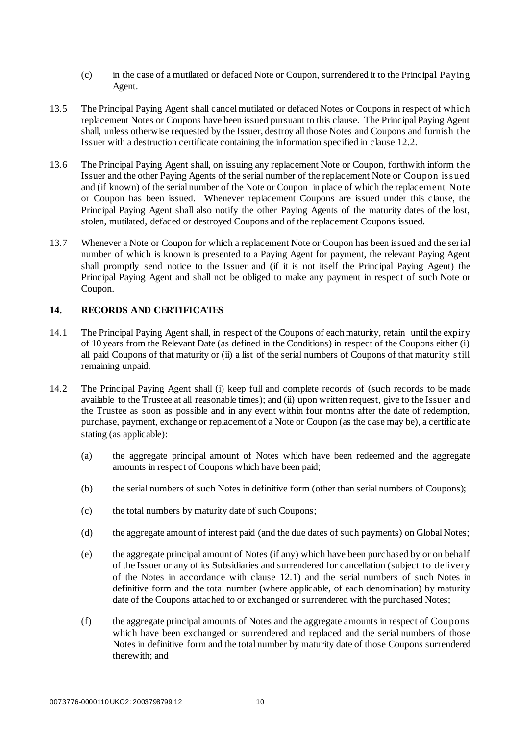(c) in the case of a mutilated or defaced Note or Coupon, surrendered it to the Principal Paying Agent.

13.5 The Principal Paying Agent shall cancel mutilated or defaced Notes or Coupons in respect of which replacement Notes or Coupons have been issued pursuant to this clause. The Principal Paying Agent shall, unless otherwise requested by the Issuer, destroy all those Notes and Coupons and furnish the Issuer with a destruction certificate containing the information specified in clause 12.2.

13.6 The Principal Paying Agent shall, on issuing any replacement Note or Coupon, forthwith inform the Issuer and the other Paying Agents of the serial number of the replacement Note or Coupon issued and (if known) of the serial number of the Note or Coupon in place of which the replacement Note or Coupon has been issued. Whenever replacement Coupons are issued under this clause, the Principal Paying Agent shall also notify the other Paying Agents of the maturity dates of the lost, stolen, mutilated, defaced or destroyed Coupons and of the replacement Coupons issued.

13.7 Whenever a Note or Coupon for which a replacement Note or Coupon has been issued and the serial number of which is known is presented to a Paying Agent for payment, the relevant Paying Agent shall promptly send notice to the Issuer and (if it is not itself the Principal Paying Agent) the Principal Paying Agent and shall not be obliged to make any payment in respect of such Note or Coupon.

## 14. RECORDS AND CERTIFICATES

14.1 The Principal Paying Agent shall, in respect of the Coupons of each maturity, retain until the expiry of 10 years from the Relevant Date (as defined in the Conditions) in respect of the Coupons either (i) all paid Coupons of that maturity or (ii) a list of the serial numbers of Coupons of that maturity still remaining unpaid.

14.2 The Principal Paying Agent shall (i) keep full and complete records of (such records to be made available to the Trustee at all reasonable times); and (ii) upon written request, give to the Issuer and the Trustee as soon as possible and in any event within four months after the date of redemption, purchase, payment, exchange or replacement of a Note or Coupon (as the case may be), a certificate stating (as applicable):

(a) the aggregate principal amount of Notes which have been redeemed and the aggregate amounts in respect of Coupons which have been paid;

(b) the serial numbers of such Notes in definitive form (other than serial numbers of Coupons);

(c) the total numbers by maturity date of such Coupons;

(d) the aggregate amount of interest paid (and the due dates of such payments) on Global Notes;

(e) the aggregate principal amount of Notes (if any) which have been purchased by or on behalf of the Issuer or any of its Subsidiaries and surrendered for cancellation (subject to delivery of the Notes in accordance with clause 12.1) and the serial numbers of such Notes in definitive form and the total number (where applicable, of each denomination) by maturity date of the Coupons attached to or exchanged or surrendered with the purchased Notes;

(f) the aggregate principal amounts of Notes and the aggregate amounts in respect of Coupons which have been exchanged or surrendered and replaced and the serial numbers of those Notes in definitive form and the total number by maturity date of those Coupons surrendered therewith; and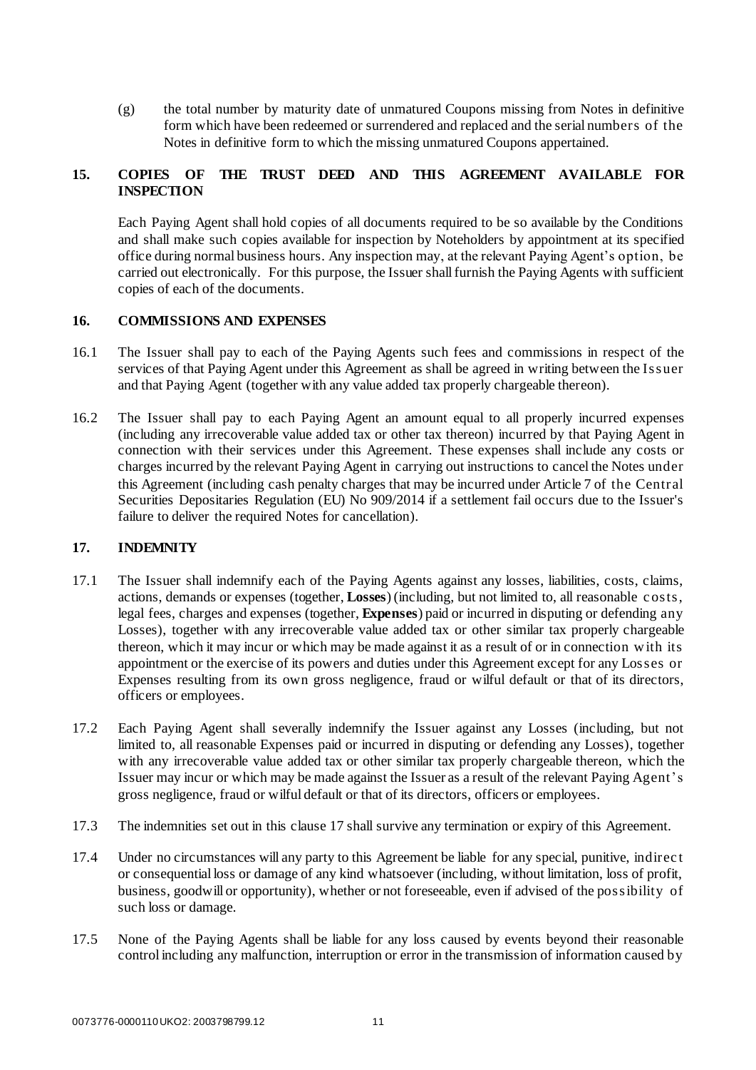(g) the total number by maturity date of unmatured Coupons missing from Notes in definitive form which have been redeemed or surrendered and replaced and the serial numbers of the Notes in definitive form to which the missing unmatured Coupons appertained.

## 15. COPIES OF THE TRUST DEED AND THIS AGREEMENT AVAILABLE FOR INSPECTION

Each Paying Agent shall hold copies of all documents required to be so available by the Conditions and shall make such copies available for inspection by Noteholders by appointment at its specified office during normal business hours. Any inspection may, at the relevant Paying Agent's option, be carried out electronically. For this purpose, the Issuer shall furnish the Paying Agents with sufficient copies of each of the documents.

## 16. COMMISSIONS AND EXPENSES

16.1 The Issuer shall pay to each of the Paying Agents such fees and commissions in respect of the services of that Paying Agent under this Agreement as shall be agreed in writing between the Issuer and that Paying Agent (together with any value added tax properly chargeable thereon).

16.2 The Issuer shall pay to each Paying Agent an amount equal to all properly incurred expenses (including any irrecoverable value added tax or other tax thereon) incurred by that Paying Agent in connection with their services under this Agreement. These expenses shall include any costs or charges incurred by the relevant Paying Agent in carrying out instructions to cancel the Notes under this Agreement (including cash penalty charges that may be incurred under Article 7 of the Central Securities Depositaries Regulation (EU) No 909/2014 if a settlement fail occurs due to the Issuer's failure to deliver the required Notes for cancellation).

## 17. INDEMNITY

17.1 The Issuer shall indemnify each of the Paying Agents against any losses, liabilities, costs, claims, actions, demands or expenses (together, **Losses**) (including, but not limited to, all reasonable costs, legal fees, charges and expenses (together, **Expenses**) paid or incurred in disputing or defending any Losses), together with any irrecoverable value added tax or other similar tax properly chargeable thereon, which it may incur or which may be made against it as a result of or in connection with its appointment or the exercise of its powers and duties under this Agreement except for any Losses or Expenses resulting from its own gross negligence, fraud or wilful default or that of its directors, officers or employees.

17.2 Each Paying Agent shall severally indemnify the Issuer against any Losses (including, but not limited to, all reasonable Expenses paid or incurred in disputing or defending any Losses), together with any irrecoverable value added tax or other similar tax properly chargeable thereon, which the Issuer may incur or which may be made against the Issuer as a result of the relevant Paying Agent's gross negligence, fraud or wilful default or that of its directors, officers or employees.

17.3 The indemnities set out in this clause 17 shall survive any termination or expiry of this Agreement.

17.4 Under no circumstances will any party to this Agreement be liable for any special, punitive, indirect or consequential loss or damage of any kind whatsoever (including, without limitation, loss of profit, business, goodwill or opportunity), whether or not foreseeable, even if advised of the possibility of such loss or damage.

17.5 None of the Paying Agents shall be liable for any loss caused by events beyond their reasonable control including any malfunction, interruption or error in the transmission of information caused by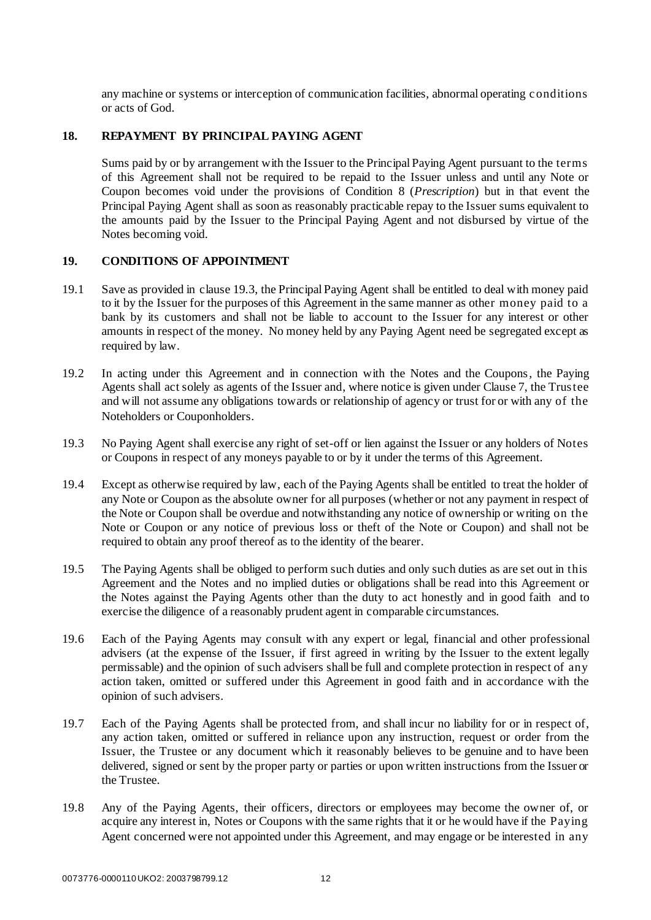any machine or systems or interception of communication facilities, abnormal operating conditions or acts of God.

## 18. REPAYMENT BY PRINCIPAL PAYING AGENT

Sums paid by or by arrangement with the Issuer to the Principal Paying Agent pursuant to the terms of this Agreement shall not be required to be repaid to the Issuer unless and until any Note or Coupon becomes void under the provisions of Condition 8 (*Prescription*) but in that event the Principal Paying Agent shall as soon as reasonably practicable repay to the Issuer sums equivalent to the amounts paid by the Issuer to the Principal Paying Agent and not disbursed by virtue of the Notes becoming void.

## 19. CONDITIONS OF APPOINTMENT

19.1 Save as provided in clause 19.3, the Principal Paying Agent shall be entitled to deal with money paid to it by the Issuer for the purposes of this Agreement in the same manner as other money paid to a bank by its customers and shall not be liable to account to the Issuer for any interest or other amounts in respect of the money. No money held by any Paying Agent need be segregated except as required by law.

19.2 In acting under this Agreement and in connection with the Notes and the Coupons, the Paying Agents shall act solely as agents of the Issuer and, where notice is given under Clause 7, the Trustee and will not assume any obligations towards or relationship of agency or trust for or with any of the Noteholders or Couponholders.

19.3 No Paying Agent shall exercise any right of set-off or lien against the Issuer or any holders of Notes or Coupons in respect of any moneys payable to or by it under the terms of this Agreement.

19.4 Except as otherwise required by law, each of the Paying Agents shall be entitled to treat the holder of any Note or Coupon as the absolute owner for all purposes (whether or not any payment in respect of the Note or Coupon shall be overdue and notwithstanding any notice of ownership or writing on the Note or Coupon or any notice of previous loss or theft of the Note or Coupon) and shall not be required to obtain any proof thereof as to the identity of the bearer.

19.5 The Paying Agents shall be obliged to perform such duties and only such duties as are set out in this Agreement and the Notes and no implied duties or obligations shall be read into this Agreement or the Notes against the Paying Agents other than the duty to act honestly and in good faith and to exercise the diligence of a reasonably prudent agent in comparable circumstances.

19.6 Each of the Paying Agents may consult with any expert or legal, financial and other professional advisers (at the expense of the Issuer, if first agreed in writing by the Issuer to the extent legally permissable) and the opinion of such advisers shall be full and complete protection in respect of any action taken, omitted or suffered under this Agreement in good faith and in accordance with the opinion of such advisers.

19.7 Each of the Paying Agents shall be protected from, and shall incur no liability for or in respect of, any action taken, omitted or suffered in reliance upon any instruction, request or order from the Issuer, the Trustee or any document which it reasonably believes to be genuine and to have been delivered, signed or sent by the proper party or parties or upon written instructions from the Issuer or the Trustee.

19.8 Any of the Paying Agents, their officers, directors or employees may become the owner of, or acquire any interest in, Notes or Coupons with the same rights that it or he would have if the Paying Agent concerned were not appointed under this Agreement, and may engage or be interested in any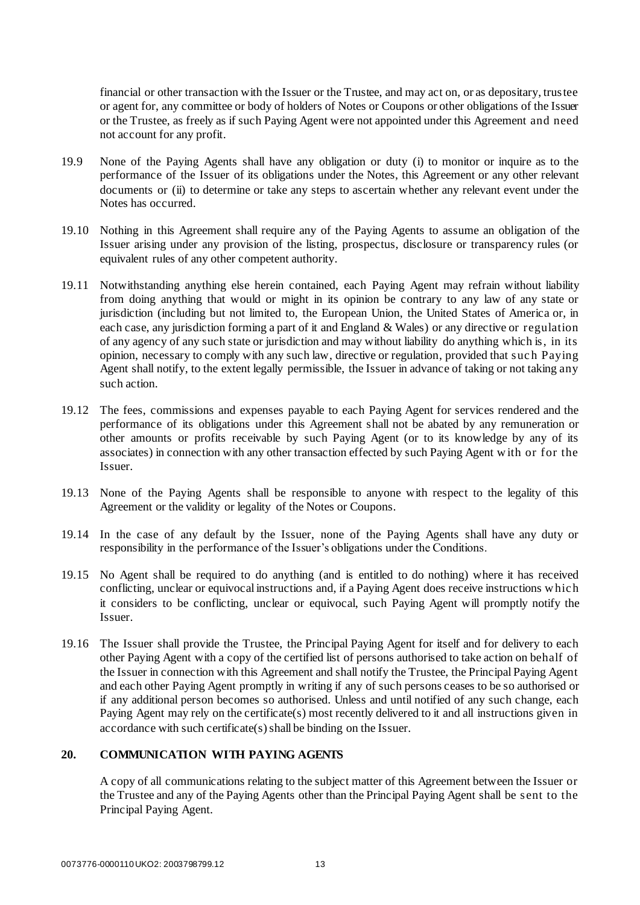financial or other transaction with the Issuer or the Trustee, and may act on, or as depositary, trustee or agent for, any committee or body of holders of Notes or Coupons or other obligations of the Issuer or the Trustee, as freely as if such Paying Agent were not appointed under this Agreement and need not account for any profit.

19.9 None of the Paying Agents shall have any obligation or duty (i) to monitor or inquire as to the performance of the Issuer of its obligations under the Notes, this Agreement or any other relevant documents or (ii) to determine or take any steps to ascertain whether any relevant event under the Notes has occurred.

19.10 Nothing in this Agreement shall require any of the Paying Agents to assume an obligation of the Issuer arising under any provision of the listing, prospectus, disclosure or transparency rules (or equivalent rules of any other competent authority.

19.11 Notwithstanding anything else herein contained, each Paying Agent may refrain without liability from doing anything that would or might in its opinion be contrary to any law of any state or jurisdiction (including but not limited to, the European Union, the United States of America or, in each case, any jurisdiction forming a part of it and England & Wales) or any directive or regulation of any agency of any such state or jurisdiction and may without liability do anything which is, in its opinion, necessary to comply with any such law, directive or regulation, provided that such Paying Agent shall notify, to the extent legally permissible, the Issuer in advance of taking or not taking any such action.

19.12 The fees, commissions and expenses payable to each Paying Agent for services rendered and the performance of its obligations under this Agreement shall not be abated by any remuneration or other amounts or profits receivable by such Paying Agent (or to its knowledge by any of its associates) in connection with any other transaction effected by such Paying Agent with or for the Issuer.

19.13 None of the Paying Agents shall be responsible to anyone with respect to the legality of this Agreement or the validity or legality of the Notes or Coupons.

19.14 In the case of any default by the Issuer, none of the Paying Agents shall have any duty or responsibility in the performance of the Issuer's obligations under the Conditions.

19.15 No Agent shall be required to do anything (and is entitled to do nothing) where it has received conflicting, unclear or equivocal instructions and, if a Paying Agent does receive instructions which it considers to be conflicting, unclear or equivocal, such Paying Agent will promptly notify the Issuer.

19.16 The Issuer shall provide the Trustee, the Principal Paying Agent for itself and for delivery to each other Paying Agent with a copy of the certified list of persons authorised to take action on behalf of the Issuer in connection with this Agreement and shall notify the Trustee, the Principal Paying Agent and each other Paying Agent promptly in writing if any of such persons ceases to be so authorised or if any additional person becomes so authorised. Unless and until notified of any such change, each Paying Agent may rely on the certificate(s) most recently delivered to it and all instructions given in accordance with such certificate(s) shall be binding on the Issuer.

## 20. COMMUNICATION WITH PAYING AGENTS

A copy of all communications relating to the subject matter of this Agreement between the Issuer or the Trustee and any of the Paying Agents other than the Principal Paying Agent shall be sent to the Principal Paying Agent.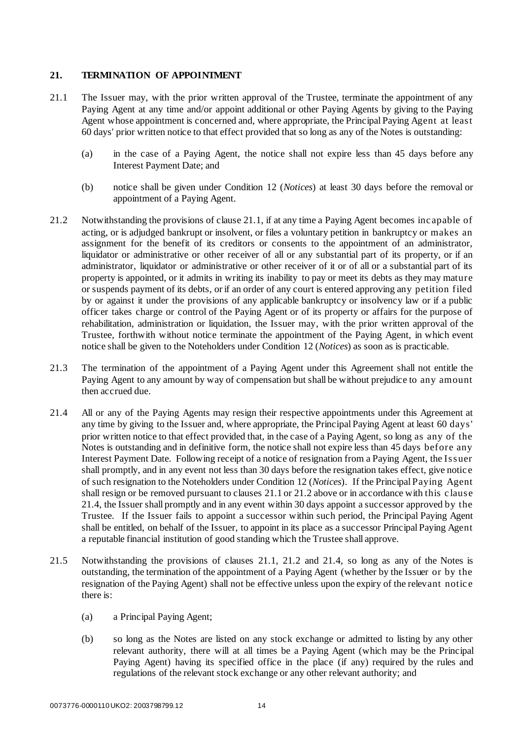## 21. TERMINATION OF APPOINTMENT

21.1 The Issuer may, with the prior written approval of the Trustee, terminate the appointment of any Paying Agent at any time and/or appoint additional or other Paying Agents by giving to the Paying Agent whose appointment is concerned and, where appropriate, the Principal Paying Agent at least 60 days' prior written notice to that effect provided that so long as any of the Notes is outstanding:

(a) in the case of a Paying Agent, the notice shall not expire less than 45 days before any Interest Payment Date; and

(b) notice shall be given under Condition 12 (*Notices*) at least 30 days before the removal or appointment of a Paying Agent.

21.2 Notwithstanding the provisions of clause 21.1, if at any time a Paying Agent becomes incapable of acting, or is adjudged bankrupt or insolvent, or files a voluntary petition in bankruptcy or makes an assignment for the benefit of its creditors or consents to the appointment of an administrator, liquidator or administrative or other receiver of all or any substantial part of its property, or if an administrator, liquidator or administrative or other receiver of it or of all or a substantial part of its property is appointed, or it admits in writing its inability to pay or meet its debts as they may mature or suspends payment of its debts, or if an order of any court is entered approving any petition filed by or against it under the provisions of any applicable bankruptcy or insolvency law or if a public officer takes charge or control of the Paying Agent or of its property or affairs for the purpose of rehabilitation, administration or liquidation, the Issuer may, with the prior written approval of the Trustee, forthwith without notice terminate the appointment of the Paying Agent, in which event notice shall be given to the Noteholders under Condition 12 (*Notices*) as soon as is practicable.

21.3 The termination of the appointment of a Paying Agent under this Agreement shall not entitle the Paying Agent to any amount by way of compensation but shall be without prejudice to any amount then accrued due.

21.4 All or any of the Paying Agents may resign their respective appointments under this Agreement at any time by giving to the Issuer and, where appropriate, the Principal Paying Agent at least 60 days' prior written notice to that effect provided that, in the case of a Paying Agent, so long as any of the Notes is outstanding and in definitive form, the notice shall not expire less than 45 days before any Interest Payment Date. Following receipt of a notice of resignation from a Paying Agent, the Issuer shall promptly, and in any event not less than 30 days before the resignation takes effect, give notice of such resignation to the Noteholders under Condition 12 (*Notices*). If the Principal Paying Agent shall resign or be removed pursuant to clauses 21.1 or 21.2 above or in accordance with this clause 21.4, the Issuer shall promptly and in any event within 30 days appoint a successor approved by the Trustee. If the Issuer fails to appoint a successor within such period, the Principal Paying Agent shall be entitled, on behalf of the Issuer, to appoint in its place as a successor Principal Paying Agent a reputable financial institution of good standing which the Trustee shall approve.

21.5 Notwithstanding the provisions of clauses 21.1, 21.2 and 21.4, so long as any of the Notes is outstanding, the termination of the appointment of a Paying Agent (whether by the Issuer or by the resignation of the Paying Agent) shall not be effective unless upon the expiry of the relevant notice there is:

(a) a Principal Paying Agent;

(b) so long as the Notes are listed on any stock exchange or admitted to listing by any other relevant authority, there will at all times be a Paying Agent (which may be the Principal Paying Agent) having its specified office in the place (if any) required by the rules and regulations of the relevant stock exchange or any other relevant authority; and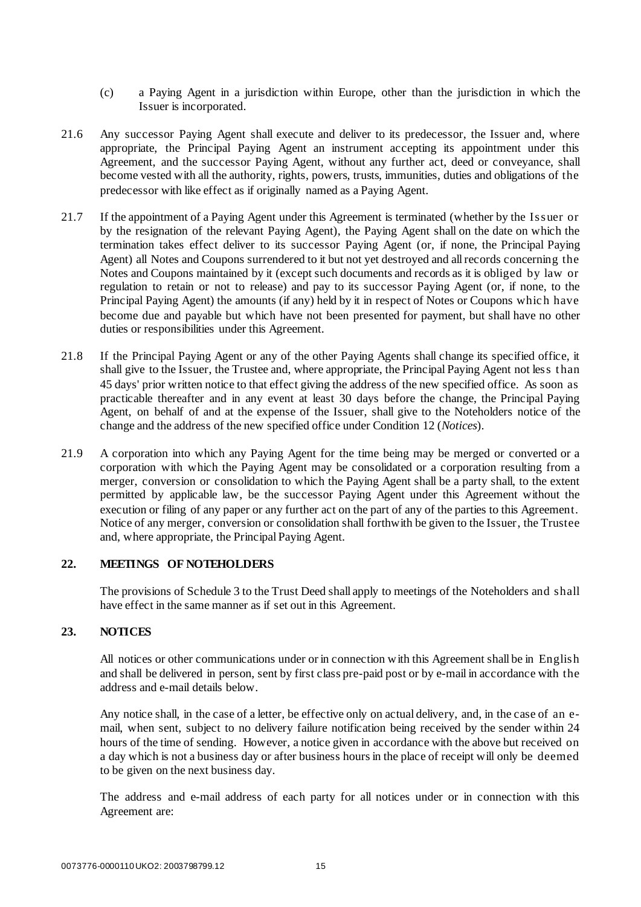(c) a Paying Agent in a jurisdiction within Europe, other than the jurisdiction in which the Issuer is incorporated.

21.6 Any successor Paying Agent shall execute and deliver to its predecessor, the Issuer and, where appropriate, the Principal Paying Agent an instrument accepting its appointment under this Agreement, and the successor Paying Agent, without any further act, deed or conveyance, shall become vested with all the authority, rights, powers, trusts, immunities, duties and obligations of the predecessor with like effect as if originally named as a Paying Agent.

21.7 If the appointment of a Paying Agent under this Agreement is terminated (whether by the Issuer or by the resignation of the relevant Paying Agent), the Paying Agent shall on the date on which the termination takes effect deliver to its successor Paying Agent (or, if none, the Principal Paying Agent) all Notes and Coupons surrendered to it but not yet destroyed and all records concerning the Notes and Coupons maintained by it (except such documents and records as it is obliged by law or regulation to retain or not to release) and pay to its successor Paying Agent (or, if none, to the Principal Paying Agent) the amounts (if any) held by it in respect of Notes or Coupons which have become due and payable but which have not been presented for payment, but shall have no other duties or responsibilities under this Agreement.

21.8 If the Principal Paying Agent or any of the other Paying Agents shall change its specified office, it shall give to the Issuer, the Trustee and, where appropriate, the Principal Paying Agent not less than 45 days' prior written notice to that effect giving the address of the new specified office. As soon as practicable thereafter and in any event at least 30 days before the change, the Principal Paying Agent, on behalf of and at the expense of the Issuer, shall give to the Noteholders notice of the change and the address of the new specified office under Condition 12 (*Notices*).

21.9 A corporation into which any Paying Agent for the time being may be merged or converted or a corporation with which the Paying Agent may be consolidated or a corporation resulting from a merger, conversion or consolidation to which the Paying Agent shall be a party shall, to the extent permitted by applicable law, be the successor Paying Agent under this Agreement without the execution or filing of any paper or any further act on the part of any of the parties to this Agreement. Notice of any merger, conversion or consolidation shall forthwith be given to the Issuer, the Trustee and, where appropriate, the Principal Paying Agent.

## 22. MEETINGS OF NOTEHOLDERS

The provisions of Schedule 3 to the Trust Deed shall apply to meetings of the Noteholders and shall have effect in the same manner as if set out in this Agreement.

## 23. NOTICES

All notices or other communications under or in connection with this Agreement shall be in English and shall be delivered in person, sent by first class pre-paid post or by e-mail in accordance with the address and e-mail details below.

Any notice shall, in the case of a letter, be effective only on actual delivery, and, in the case of an e-mail, when sent, subject to no delivery failure notification being received by the sender within 24 hours of the time of sending. However, a notice given in accordance with the above but received on a day which is not a business day or after business hours in the place of receipt will only be deemed to be given on the next business day.

The address and e-mail address of each party for all notices under or in connection with this Agreement are: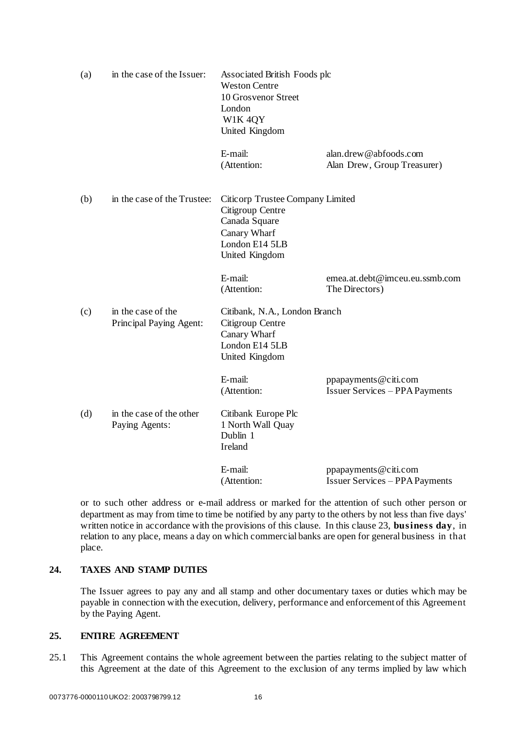(a) in the case of the Issuer: Associated British Foods plc
Weston Centre
10 Grosvenor Street
London
W1K 4QY
United Kingdom

E-mail: alan.drew@abfoods.com
(Attention: Alan Drew, Group Treasurer)

(b) in the case of the Trustee: Citicorp Trustee Company Limited
Citigroup Centre
Canada Square
Canary Wharf
London E14 5LB
United Kingdom

E-mail: emea.at.debt@imceu.eu.ssmb.com
(Attention: The Directors)

(c) in the case of the Principal Paying Agent: Citibank, N.A., London Branch
Citigroup Centre
Canary Wharf
London E14 5LB
United Kingdom

E-mail: ppapayments@citi.com
(Attention: Issuer Services – PPA Payments

(d) in the case of the other Paying Agents: Citibank Europe Plc
1 North Wall Quay
Dublin 1
Ireland

E-mail: ppapayments@citi.com
(Attention: Issuer Services – PPA Payments

or to such other address or e-mail address or marked for the attention of such other person or department as may from time to time be notified by any party to the others by not less than five days' written notice in accordance with the provisions of this clause. In this clause 23, **business day**, in relation to any place, means a day on which commercial banks are open for general business in that place.

## 24. TAXES AND STAMP DUTIES

The Issuer agrees to pay any and all stamp and other documentary taxes or duties which may be payable in connection with the execution, delivery, performance and enforcement of this Agreement by the Paying Agent.

## 25. ENTIRE AGREEMENT

25.1 This Agreement contains the whole agreement between the parties relating to the subject matter of this Agreement at the date of this Agreement to the exclusion of any terms implied by law which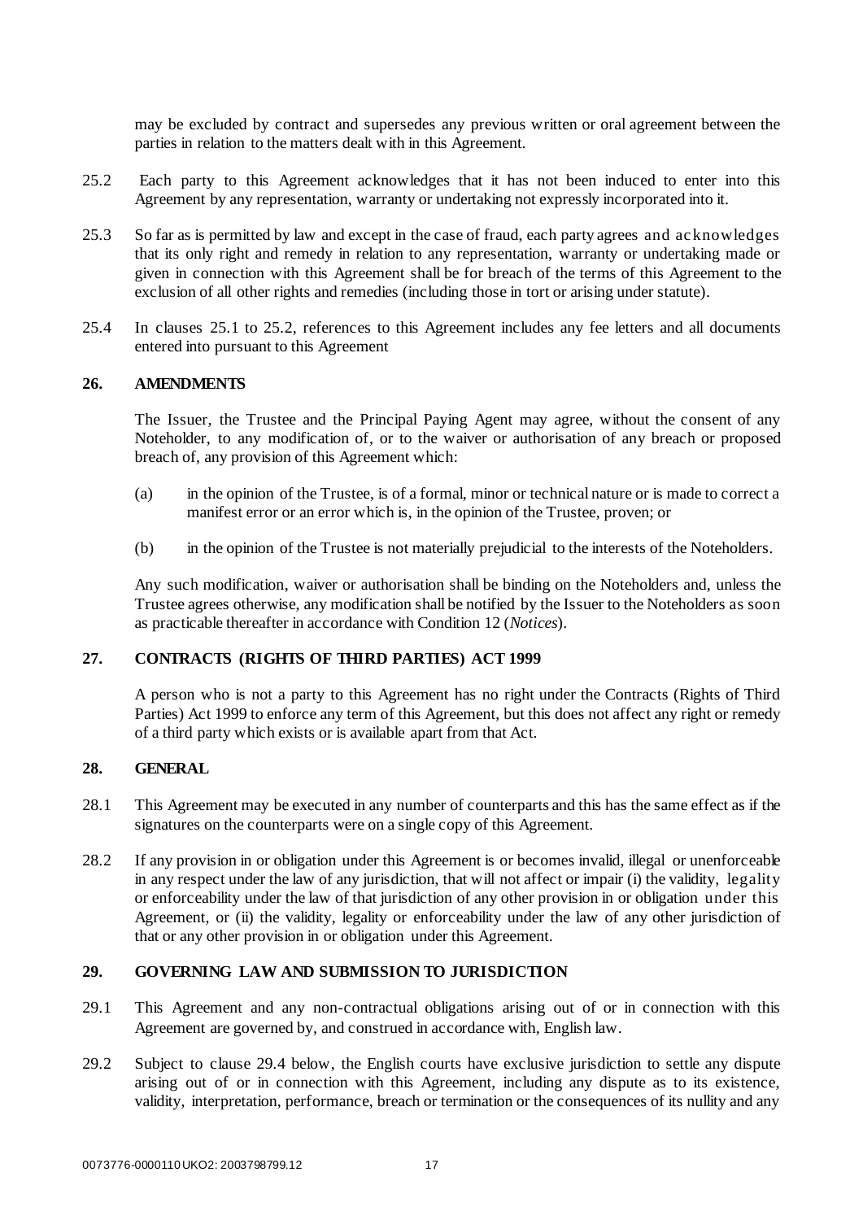may be excluded by contract and supersedes any previous written or oral agreement between the parties in relation to the matters dealt with in this Agreement.

25.2 Each party to this Agreement acknowledges that it has not been induced to enter into this Agreement by any representation, warranty or undertaking not expressly incorporated into it.

25.3 So far as is permitted by law and except in the case of fraud, each party agrees and acknowledges that its only right and remedy in relation to any representation, warranty or undertaking made or given in connection with this Agreement shall be for breach of the terms of this Agreement to the exclusion of all other rights and remedies (including those in tort or arising under statute).

25.4 In clauses 25.1 to 25.2, references to this Agreement includes any fee letters and all documents entered into pursuant to this Agreement

## 26. AMENDMENTS

The Issuer, the Trustee and the Principal Paying Agent may agree, without the consent of any Noteholder, to any modification of, or to the waiver or authorisation of any breach or proposed breach of, any provision of this Agreement which:

(a) in the opinion of the Trustee, is of a formal, minor or technical nature or is made to correct a manifest error or an error which is, in the opinion of the Trustee, proven; or

(b) in the opinion of the Trustee is not materially prejudicial to the interests of the Noteholders.

Any such modification, waiver or authorisation shall be binding on the Noteholders and, unless the Trustee agrees otherwise, any modification shall be notified by the Issuer to the Noteholders as soon as practicable thereafter in accordance with Condition 12 (*Notices*).

## 27. CONTRACTS (RIGHTS OF THIRD PARTIES) ACT 1999

A person who is not a party to this Agreement has no right under the Contracts (Rights of Third Parties) Act 1999 to enforce any term of this Agreement, but this does not affect any right or remedy of a third party which exists or is available apart from that Act.

## 28. GENERAL

28.1 This Agreement may be executed in any number of counterparts and this has the same effect as if the signatures on the counterparts were on a single copy of this Agreement.

28.2 If any provision in or obligation under this Agreement is or becomes invalid, illegal or unenforceable in any respect under the law of any jurisdiction, that will not affect or impair (i) the validity, legality or enforceability under the law of that jurisdiction of any other provision in or obligation under this Agreement, or (ii) the validity, legality or enforceability under the law of any other jurisdiction of that or any other provision in or obligation under this Agreement.

## 29. GOVERNING LAW AND SUBMISSION TO JURISDICTION

29.1 This Agreement and any non-contractual obligations arising out of or in connection with this Agreement are governed by, and construed in accordance with, English law.

29.2 Subject to clause 29.4 below, the English courts have exclusive jurisdiction to settle any dispute arising out of or in connection with this Agreement, including any dispute as to its existence, validity, interpretation, performance, breach or termination or the consequences of its nullity and any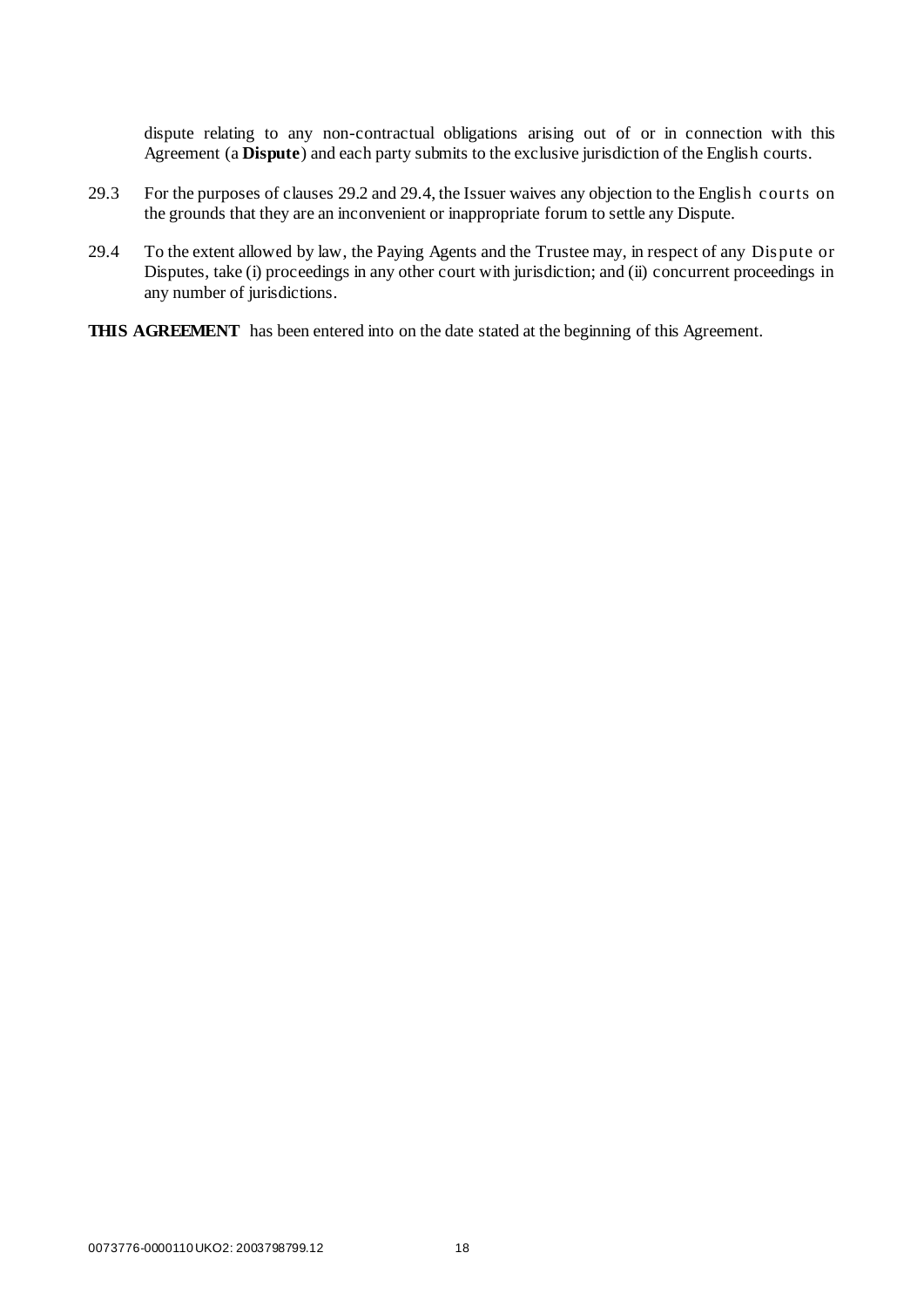dispute relating to any non-contractual obligations arising out of or in connection with this Agreement (a **Dispute**) and each party submits to the exclusive jurisdiction of the English courts.

29.3 For the purposes of clauses 29.2 and 29.4, the Issuer waives any objection to the English courts on the grounds that they are an inconvenient or inappropriate forum to settle any Dispute.

29.4 To the extent allowed by law, the Paying Agents and the Trustee may, in respect of any Dispute or Disputes, take (i) proceedings in any other court with jurisdiction; and (ii) concurrent proceedings in any number of jurisdictions.

**THIS AGREEMENT** has been entered into on the date stated at the beginning of this Agreement.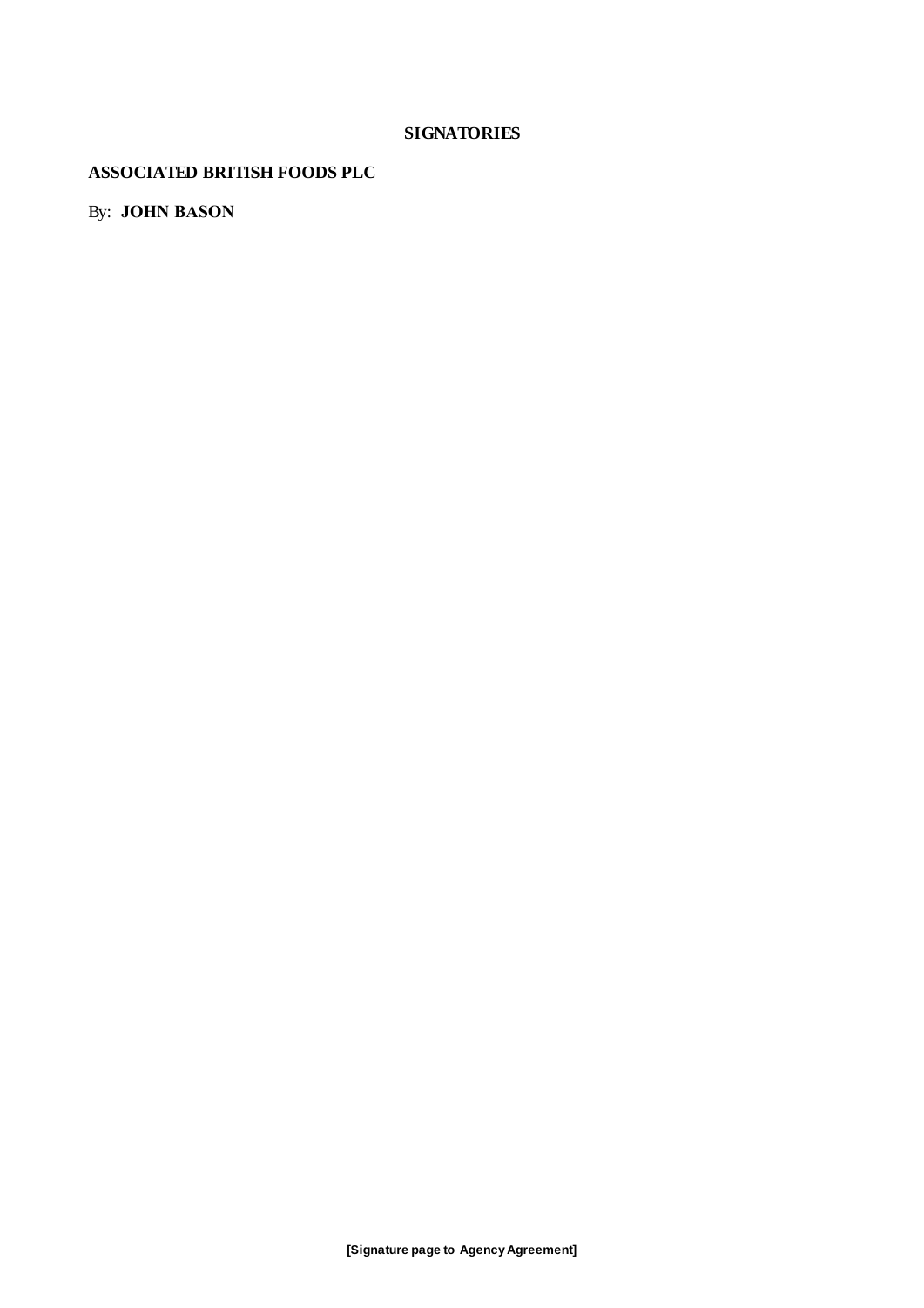**SIGNATORIES**

**ASSOCIATED BRITISH FOODS PLC**

By: **JOHN BASON**

**[Signature page to Agency Agreement]**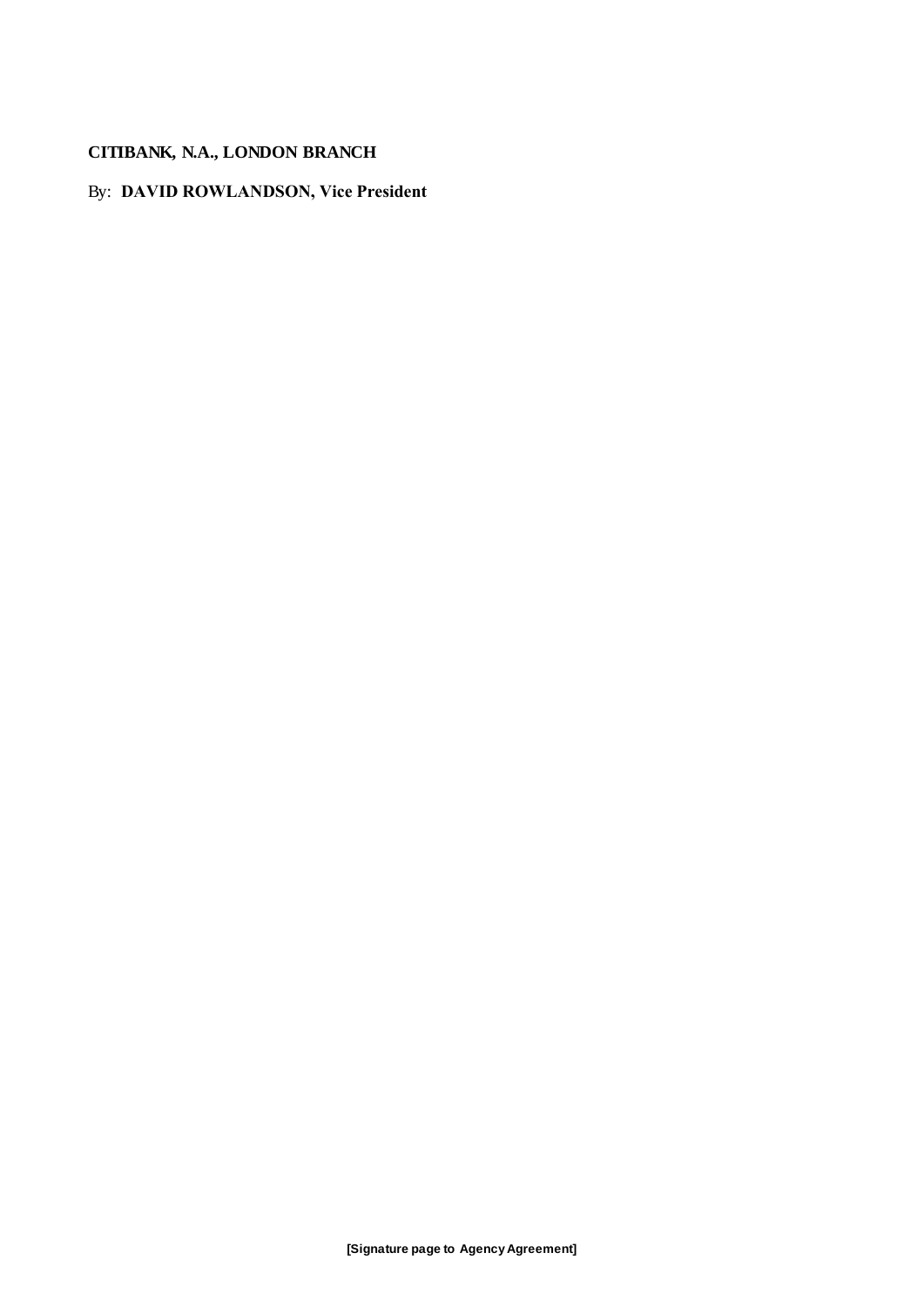**CITIBANK, N.A., LONDON BRANCH**

By: **DAVID ROWLANDSON, Vice President**

**[Signature page to Agency Agreement]**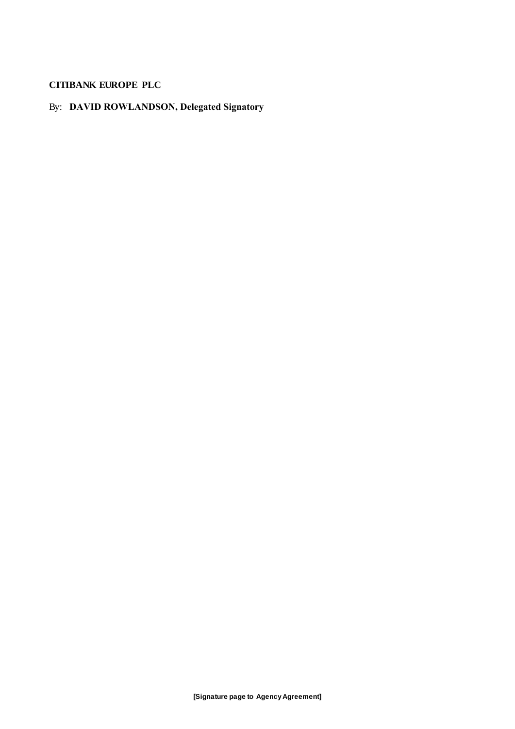**CITIBANK EUROPE PLC**

By: **DAVID ROWLANDSON, Delegated Signatory**

**[Signature page to Agency Agreement]**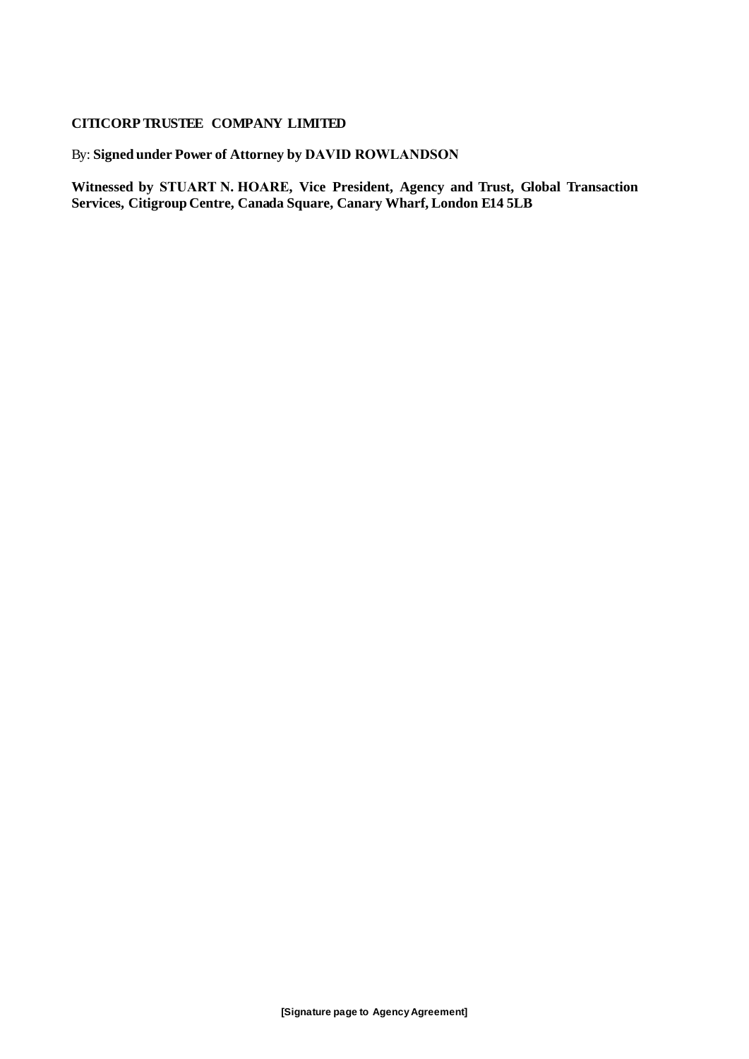**CITICORP TRUSTEE COMPANY LIMITED**

By: **Signed under Power of Attorney by DAVID ROWLANDSON**

**Witnessed by STUART N. HOARE, Vice President, Agency and Trust, Global Transaction Services, Citigroup Centre, Canada Square, Canary Wharf, London E14 5LB**

**[Signature page to Agency Agreement]**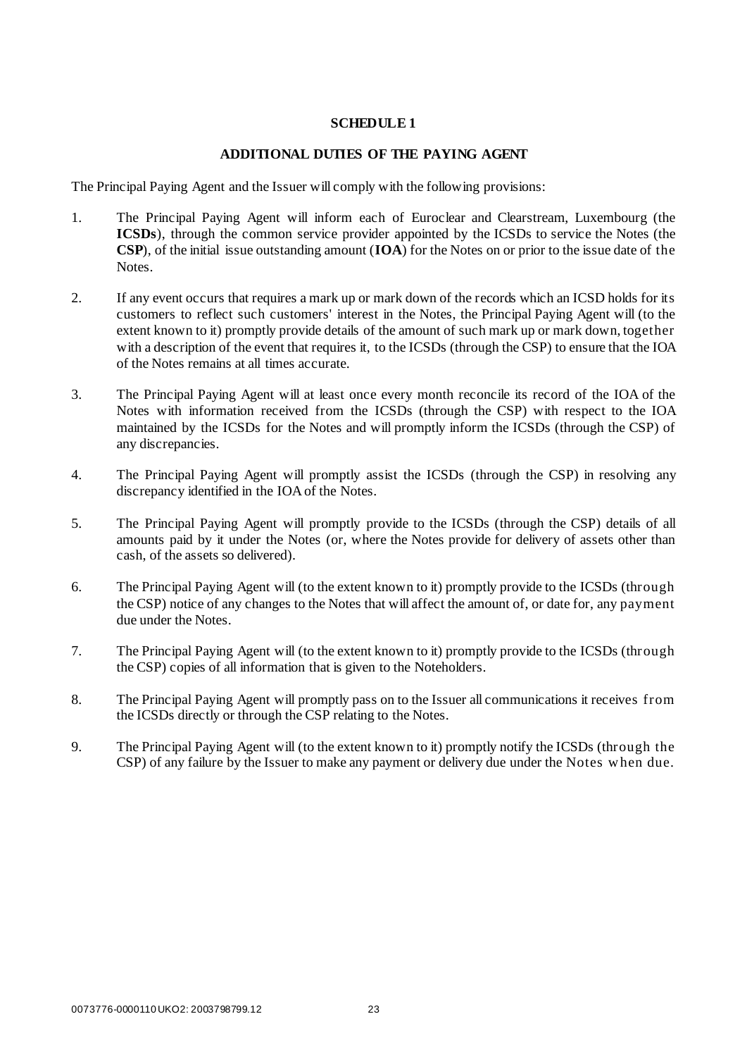# SCHEDULE 1

## ADDITIONAL DUTIES OF THE PAYING AGENT

The Principal Paying Agent and the Issuer will comply with the following provisions:

1. The Principal Paying Agent will inform each of Euroclear and Clearstream, Luxembourg (the **ICSDs**), through the common service provider appointed by the ICSDs to service the Notes (the **CSP**), of the initial issue outstanding amount (**IOA**) for the Notes on or prior to the issue date of the Notes.

2. If any event occurs that requires a mark up or mark down of the records which an ICSD holds for its customers to reflect such customers' interest in the Notes, the Principal Paying Agent will (to the extent known to it) promptly provide details of the amount of such mark up or mark down, together with a description of the event that requires it, to the ICSDs (through the CSP) to ensure that the IOA of the Notes remains at all times accurate.

3. The Principal Paying Agent will at least once every month reconcile its record of the IOA of the Notes with information received from the ICSDs (through the CSP) with respect to the IOA maintained by the ICSDs for the Notes and will promptly inform the ICSDs (through the CSP) of any discrepancies.

4. The Principal Paying Agent will promptly assist the ICSDs (through the CSP) in resolving any discrepancy identified in the IOA of the Notes.

5. The Principal Paying Agent will promptly provide to the ICSDs (through the CSP) details of all amounts paid by it under the Notes (or, where the Notes provide for delivery of assets other than cash, of the assets so delivered).

6. The Principal Paying Agent will (to the extent known to it) promptly provide to the ICSDs (through the CSP) notice of any changes to the Notes that will affect the amount of, or date for, any payment due under the Notes.

7. The Principal Paying Agent will (to the extent known to it) promptly provide to the ICSDs (through the CSP) copies of all information that is given to the Noteholders.

8. The Principal Paying Agent will promptly pass on to the Issuer all communications it receives from the ICSDs directly or through the CSP relating to the Notes.

9. The Principal Paying Agent will (to the extent known to it) promptly notify the ICSDs (through the CSP) of any failure by the Issuer to make any payment or delivery due under the Notes when due.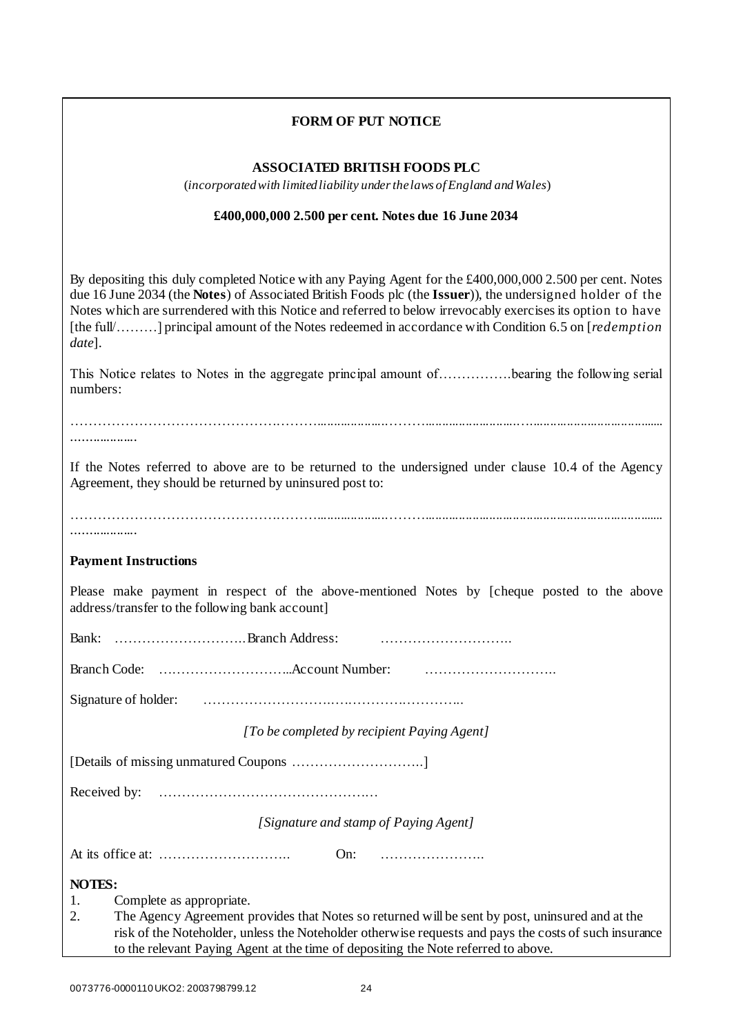**FORM OF PUT NOTICE**

**ASSOCIATED BRITISH FOODS PLC**

(*incorporated with limited liability under the laws of England and Wales*)

**£400,000,000 2.500 per cent. Notes due 16 June 2034**

By depositing this duly completed Notice with any Paying Agent for the £400,000,000 2.500 per cent. Notes due 16 June 2034 (the **Notes**) of Associated British Foods plc (the **Issuer**)), the undersigned holder of the Notes which are surrendered with this Notice and referred to below irrevocably exercises its option to have [the full/………] principal amount of the Notes redeemed in accordance with Condition 6.5 on [*redemption date*].

This Notice relates to Notes in the aggregate principal amount of…………….bearing the following serial numbers:

……………………………………………………………………………………………………………………………………

If the Notes referred to above are to be returned to the undersigned under clause 10.4 of the Agency Agreement, they should be returned by uninsured post to:

……………………………………………………………………………………………………………………………………

**Payment Instructions**

Please make payment in respect of the above-mentioned Notes by [cheque posted to the above address/transfer to the following bank account]

Bank: ……………………….. Branch Address: ………………………..

Branch Code: ……………………….. Account Number: ………………………..

Signature of holder: ………………………………………………

*[To be completed by recipient Paying Agent]*

[Details of missing unmatured Coupons ………………………..]

Received by: ………………………………………….

*[Signature and stamp of Paying Agent]*

At its office at: ……………………….. On: …………………..

**NOTES:**

1. Complete as appropriate.
2. The Agency Agreement provides that Notes so returned will be sent by post, uninsured and at the risk of the Noteholder, unless the Noteholder otherwise requests and pays the costs of such insurance to the relevant Paying Agent at the time of depositing the Note referred to above.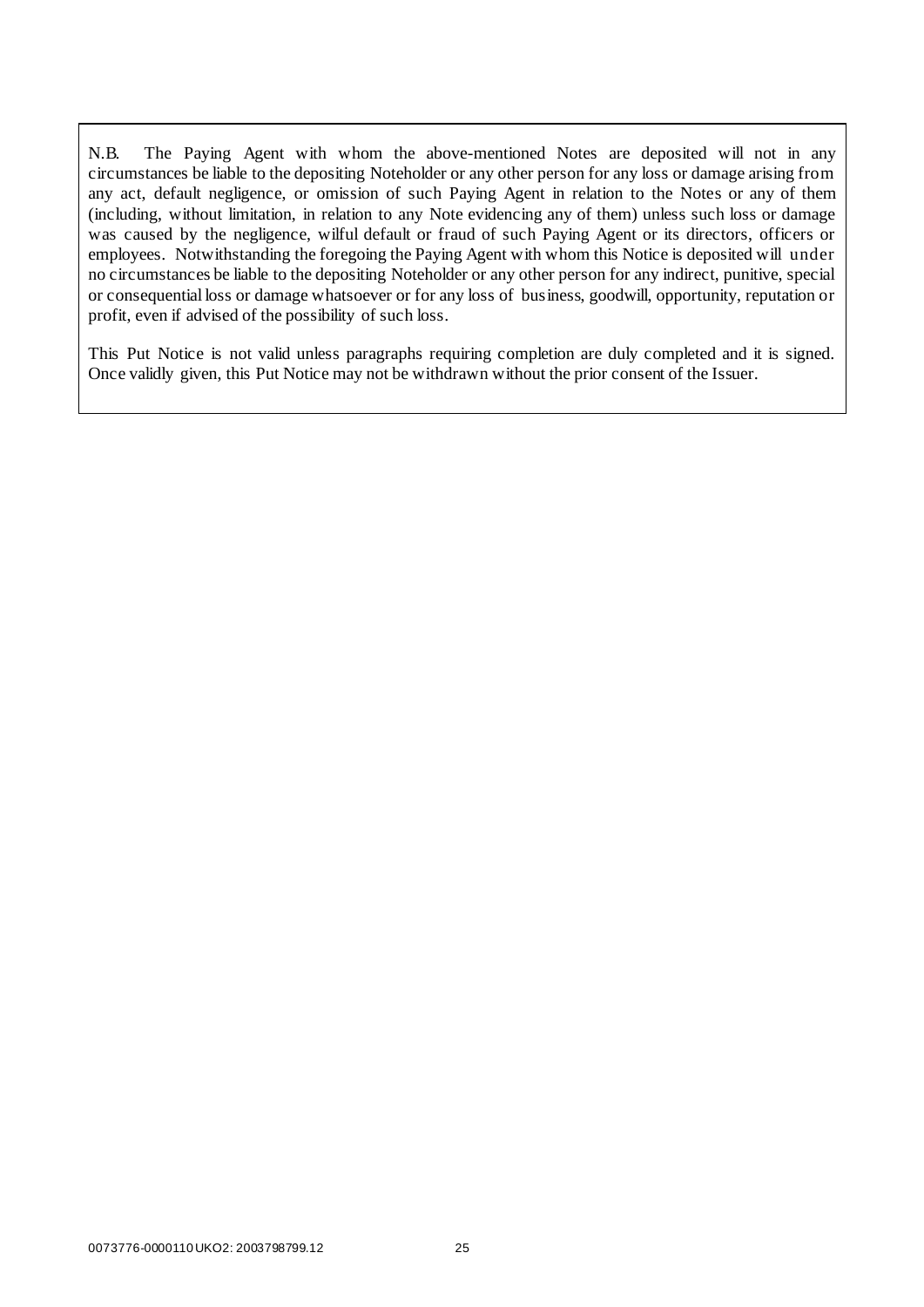N.B. The Paying Agent with whom the above-mentioned Notes are deposited will not in any circumstances be liable to the depositing Noteholder or any other person for any loss or damage arising from any act, default negligence, or omission of such Paying Agent in relation to the Notes or any of them (including, without limitation, in relation to any Note evidencing any of them) unless such loss or damage was caused by the negligence, wilful default or fraud of such Paying Agent or its directors, officers or employees. Notwithstanding the foregoing the Paying Agent with whom this Notice is deposited will under no circumstances be liable to the depositing Noteholder or any other person for any indirect, punitive, special or consequential loss or damage whatsoever or for any loss of business, goodwill, opportunity, reputation or profit, even if advised of the possibility of such loss.

This Put Notice is not valid unless paragraphs requiring completion are duly completed and it is signed. Once validly given, this Put Notice may not be withdrawn without the prior consent of the Issuer.